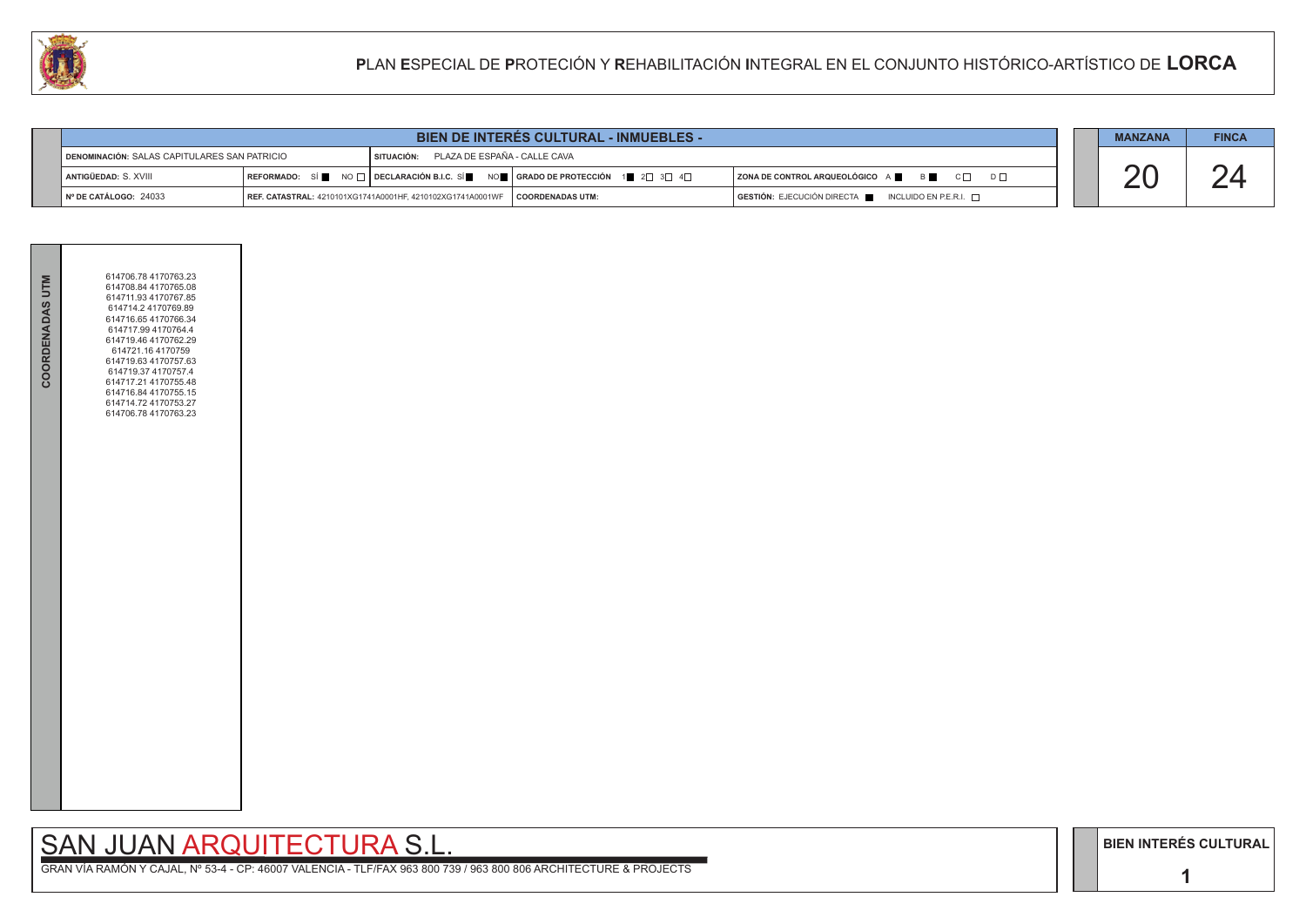# PLAN ESPECIAL DE PROTECIÓN Y REHABILITACIÓN INTEGRAL EN EL CONJUNTO HISTÓRICO-ARTÍSTICO DE LORCA

## BIEN DE INTERÉS CULTURAL - INMUEBLES -

| | | | |
|---|---|---|---|
| **DENOMINACIÓN:** SALAS CAPITULARES SAN PATRICIO | **SITUACIÓN:** PLAZA DE ESPAÑA - CALLE CAVA | | |
| **ANTIGÜEDAD:** S. XVIII | **REFORMADO:** SÍ ■ NO □ / **DECLARACIÓN B.I.C.** SÍ ■ NO ■ | **GRADO DE PROTECCIÓN** 1 ■ 2 □ 3 □ 4 □ | **ZONA DE CONTROL ARQUEOLÓGICO** A ■ B ■ C □ D □ |
| **Nº DE CATÁLOGO:** 24033 | **REF. CATASTRAL:** 4210101XG1741A0001HF, 4210102XG1741A0001WF | **COORDENADAS UTM:** | **GESTIÓN:** EJECUCIÓN DIRECTA ■ INCLUIDO EN P.E.R.I. □ |

| MANZANA | FINCA |
|---|---|
| 20 | 24 |

**COORDENADAS UTM**

614706.78 4170763.23
614708.84 4170765.08
614711.93 4170767.85
614714.2 4170769.89
614716.65 4170766.34
614717.99 4170764.4
614719.46 4170762.29
614721.16 4170759
614719.63 4170757.63
614719.37 4170757.4
614717.21 4170755.48
614716.84 4170755.15
614714.72 4170753.27
614706.78 4170763.23

SAN JUAN ARQUITECTURA S.L.

GRAN VÍA RAMÓN Y CAJAL, Nº 53-4 - CP: 46007 VALENCIA - TLF/FAX 963 800 739 / 963 800 806 ARCHITECTURE & PROJECTS

**BIEN INTERÉS CULTURAL**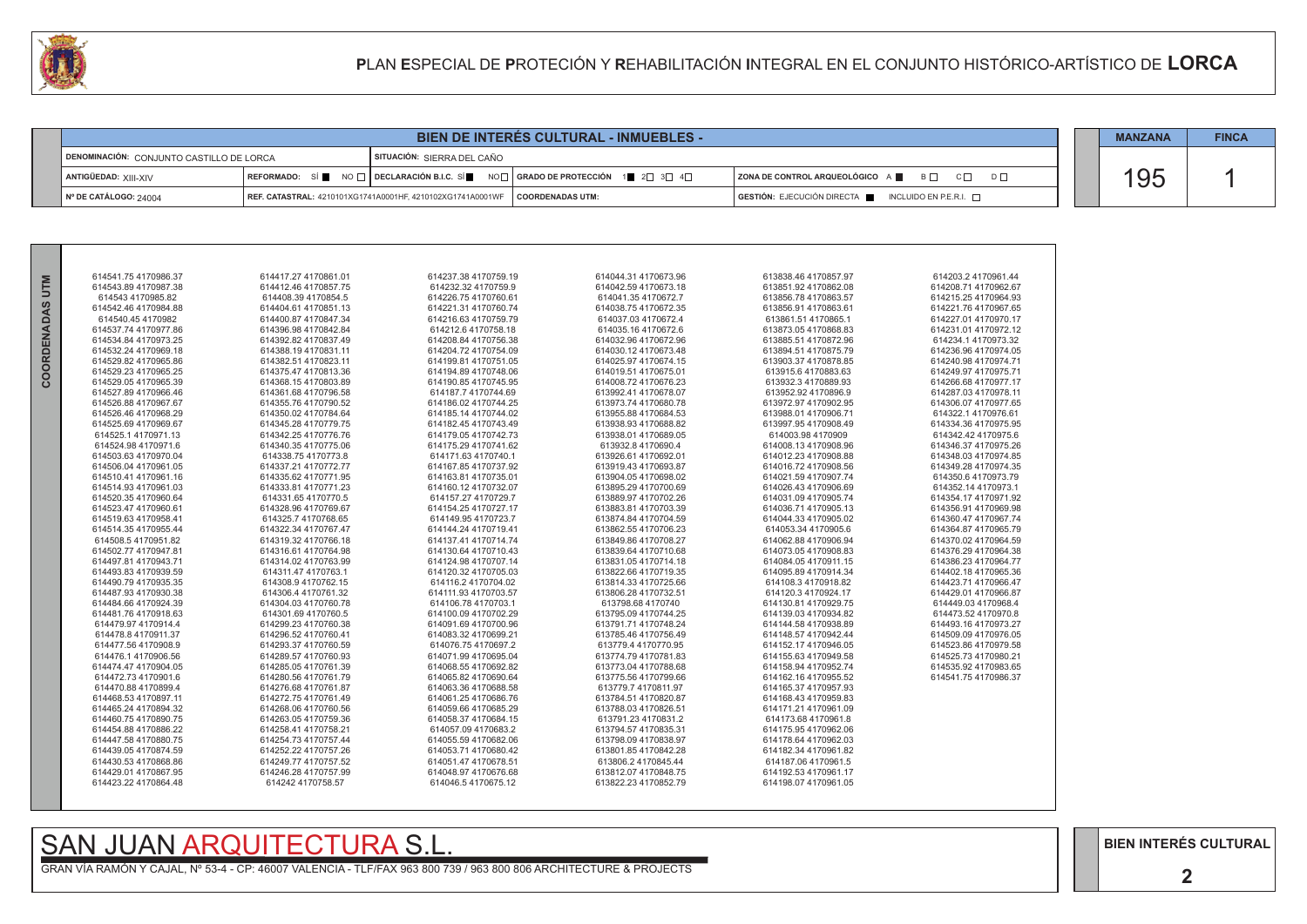# PLAN ESPECIAL DE PROTECIÓN Y REHABILITACIÓN INTEGRAL EN EL CONJUNTO HISTÓRICO-ARTÍSTICO DE LORCA

## BIEN DE INTERÉS CULTURAL - INMUEBLES -

| | | | | |
|---|---|---|---|---|
| DENOMINACIÓN: CONJUNTO CASTILLO DE LORCA | | SITUACIÓN: SIERRA DEL CAÑO | | |
| ANTIGÜEDAD: XIII-XIV | REFORMADO: SÍ ■ NO □ | DECLARACIÓN B.I.C. SÍ ■ NO □ | GRADO DE PROTECCIÓN 1 ■ 2 □ 3 □ 4 □ | ZONA DE CONTROL ARQUEOLÓGICO A ■ B □ C □ D □ |
| Nº DE CATÁLOGO: 24004 | REF. CATASTRAL: 4210101XG1741A0001HF, 4210102XG1741A0001WF | | COORDENADAS UTM: | GESTIÓN: EJECUCIÓN DIRECTA ■ INCLUIDO EN P.E.R.I. □ |

| MANZANA | FINCA |
|---|---|
| 195 | 1 |

## COORDENADAS UTM

614541.75 4170986.37
614543.89 4170987.38
614543 4170985.82
614542.46 4170984.88
614540.45 4170982
614537.74 4170977.86
614534.84 4170973.25
614532.24 4170969.18
614529.82 4170965.86
614529.23 4170965.25
614529.05 4170965.39
614527.89 4170966.46
614526.88 4170967.67
614526.46 4170968.29
614525.69 4170969.67
614525.1 4170971.13
614524.98 4170971.6
614503.63 4170970.04
614506.04 4170961.05
614510.41 4170961.16
614514.93 4170961.03
614520.35 4170960.64
614523.47 4170960.61
614519.63 4170958.41
614514.35 4170955.44
614508.5 4170951.82
614502.77 4170947.81
614497.81 4170943.71
614493.83 4170939.59
614490.79 4170935.35
614487.93 4170930.38
614484.66 4170924.39
614481.76 4170918.63
614479.97 4170914.4
614478.8 4170911.37
614477.56 4170908.9
614476.1 4170906.56
614474.47 4170904.05
614472.73 4170901.6
614470.88 4170899.4
614468.53 4170897.11
614465.24 4170894.32
614460.75 4170890.75
614454.88 4170886.22
614447.58 4170880.75
614439.05 4170874.59
614430.53 4170868.86
614429.01 4170867.95
614423.22 4170864.48
614417.27 4170861.01
614412.46 4170857.75
614408.39 4170854.5
614404.61 4170851.13
614400.87 4170847.34
614396.98 4170842.84
614392.82 4170837.49
614388.19 4170831.11
614382.51 4170823.11
614375.47 4170813.36
614368.15 4170803.89
614361.68 4170796.58
614355.76 4170790.52
614350.02 4170784.64
614345.28 4170779.75
614342.25 4170776.76
614340.35 4170775.06
614338.75 4170773.8
614337.21 4170772.77
614335.62 4170771.95
614333.81 4170771.23
614331.65 4170770.5
614328.96 4170769.67
614325.7 4170768.65
614322.34 4170767.47
614319.32 4170766.18
614316.61 4170764.98
614314.02 4170763.99
614311.47 4170763.1
614308.9 4170762.15
614306.4 4170761.32
614304.03 4170760.78
614301.69 4170760.5
614299.23 4170760.38
614296.52 4170760.41
614293.37 4170760.59
614289.57 4170760.93
614285.05 4170761.39
614280.56 4170761.79
614276.68 4170761.87
614272.75 4170761.49
614268.06 4170760.56
614263.05 4170759.36
614258.41 4170758.21
614254.73 4170757.44
614252.22 4170757.26
614249.77 4170757.52
614246.28 4170757.99
614242 4170758.57
614237.38 4170759.19
614232.32 4170759.9
614226.75 4170760.61
614221.31 4170760.74
614216.63 4170759.79
614212.6 4170758.18
614208.84 4170756.38
614204.72 4170754.09
614199.81 4170751.05
614194.89 4170748.06
614190.85 4170745.95
614187.7 4170744.69
614186.02 4170744.25
614185.14 4170744.02
614182.45 4170743.49
614179.05 4170742.73
614175.29 4170741.62
614171.63 4170740.1
614167.85 4170737.92
614163.81 4170735.01
614160.12 4170732.07
614157.27 4170729.7
614154.25 4170727.17
614149.95 4170723.7
614144.24 4170719.41
614137.41 4170714.74
614130.64 4170710.43
614124.98 4170707.14
614120.32 4170705.03
614116.2 4170704.02
614111.93 4170703.57
614106.78 4170703.1
614100.09 4170702.29
614091.69 4170700.96
614083.32 4170699.21
614076.75 4170697.2
614071.99 4170695.04
614068.55 4170692.82
614065.82 4170690.64
614063.36 4170688.58
614061.25 4170686.76
614059.66 4170685.29
614058.37 4170684.15
614057.09 4170683.2
614055.59 4170682.06
614053.71 4170680.42
614051.47 4170678.51
614048.97 4170676.68
614046.5 4170675.12
614044.31 4170673.96
614042.59 4170673.18
614041.35 4170672.7
614038.75 4170672.35
614037.03 4170672.4
614035.16 4170672.6
614032.96 4170672.96
614030.12 4170673.48
614025.97 4170674.15
614019.51 4170675.01
614008.72 4170676.23
613992.41 4170678.07
613973.74 4170680.78
613955.88 4170684.53
613938.93 4170688.82
613938.01 4170689.05
613932.8 4170690.4
613926.61 4170692.01
613919.43 4170693.87
613904.05 4170698.02
613895.29 4170700.69
613889.97 4170702.26
613883.81 4170703.39
613874.84 4170704.59
613862.55 4170706.23
613849.86 4170708.27
613839.64 4170710.68
613831.05 4170714.18
613822.66 4170719.35
613814.33 4170725.66
613806.28 4170732.51
613798.68 4170740
613795.09 4170744.25
613791.71 4170748.24
613785.46 4170756.49
613779.4 4170770.95
613774.79 4170781.83
613773.04 4170788.68
613775.56 4170799.66
613779.7 4170811.97
613784.51 4170820.87
613788.03 4170826.51
613791.23 4170831.2
613794.57 4170835.31
613798.09 4170838.97
613801.85 4170842.28
613806.2 4170845.44
613812.07 4170848.75
613822.23 4170852.79
613838.46 4170857.97
613851.92 4170862.08
613856.78 4170863.57
613856.91 4170863.61
613861.51 4170865.1
613873.05 4170868.83
613885.51 4170872.96
613894.51 4170875.79
613903.37 4170878.85
613915.6 4170883.63
613932.3 4170889.93
613952.92 4170896.9
613972.97 4170902.95
613988.01 4170906.71
613997.95 4170908.49
614003.98 4170909
614008.13 4170908.96
614012.23 4170908.88
614016.72 4170908.56
614021.59 4170907.74
614026.43 4170906.69
614031.09 4170905.74
614036.71 4170905.13
614044.33 4170905.02
614053.34 4170905.6
614062.88 4170906.94
614073.05 4170908.83
614084.05 4170911.15
614095.89 4170914.34
614108.3 4170918.82
614120.3 4170924.17
614130.81 4170929.75
614139.03 4170934.82
614144.58 4170938.89
614148.57 4170942.44
614152.17 4170946.05
614155.63 4170949.58
614158.94 4170952.74
614162.16 4170955.52
614165.37 4170957.93
614168.43 4170959.83
614171.21 4170961.09
614173.68 4170961.8
614175.95 4170962.06
614178.64 4170962.03
614182.34 4170961.82
614187.06 4170961.5
614192.53 4170961.17
614198.07 4170961.05
614203.2 4170961.44
614208.71 4170962.67
614215.25 4170964.93
614221.76 4170967.65
614227.01 4170970.17
614231.01 4170972.12
614234.1 4170973.32
614236.96 4170974.05
614240.98 4170974.71
614249.97 4170975.71
614266.68 4170977.17
614287.03 4170978.11
614306.07 4170977.65
614322.1 4170976.61
614334.36 4170975.95
614342.42 4170975.6
614346.37 4170975.26
614348.03 4170974.85
614349.28 4170974.35
614350.6 4170973.79
614352.14 4170973.1
614354.17 4170971.92
614356.91 4170969.98
614360.47 4170967.74
614364.87 4170965.79
614370.02 4170964.59
614376.29 4170964.38
614386.23 4170964.77
614402.18 4170965.36
614423.71 4170966.47
614429.01 4170966.87
614449.03 4170968.4
614473.52 4170970.8
614493.16 4170973.27
614509.09 4170976.05
614523.86 4170979.58
614525.73 4170980.21
614535.92 4170983.65
614541.75 4170986.37

SAN JUAN ARQUITECTURA S.L.

GRAN VÍA RAMÓN Y CAJAL, Nº 53-4 - CP: 46007 VALENCIA - TLF/FAX 963 800 739 / 963 800 806 ARCHITECTURE & PROJECTS

BIEN INTERÉS CULTURAL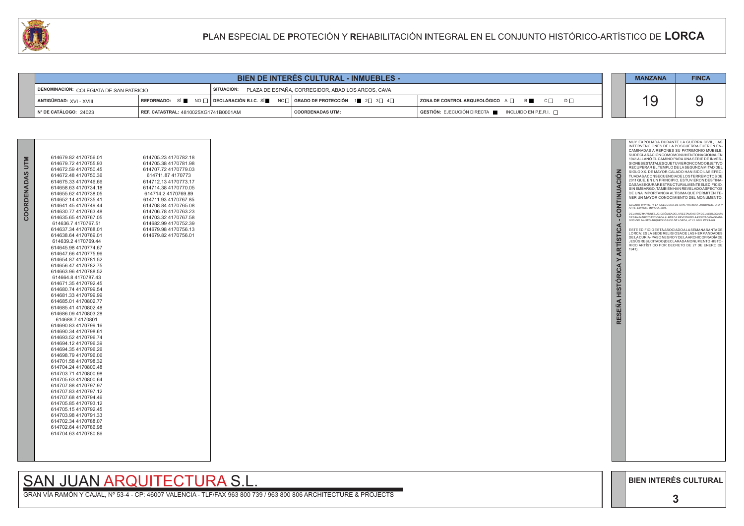# PLAN ESPECIAL DE PROTECIÓN Y REHABILITACIÓN INTEGRAL EN EL CONJUNTO HISTÓRICO-ARTÍSTICO DE LORCA

## BIEN DE INTERÉS CULTURAL - INMUEBLES -

| | | | | |
|---|---|---|---|---|
| DENOMINACIÓN: COLEGIATA DE SAN PATRICIO | | SITUACIÓN: PLAZA DE ESPAÑA, CORREGIDOR, ABAD LOS ARCOS, CAVA | | |
| ANTIGÜEDAD: XVI - XVIII | REFORMADO: SÍ ■ NO ☐ | DECLARACIÓN B.I.C. SÍ ■ NO ☐ | GRADO DE PROTECCIÓN 1 ■ 2 ☐ 3 ☐ 4 ☐ | ZONA DE CONTROL ARQUEOLÓGICO A ☐ B ■ C ☐ D ☐ |
| Nº DE CATÁLOGO: 24023 | REF. CATASTRAL: 4810025XG1741B0001AM | | COORDENADAS UTM: | GESTIÓN: EJECUCIÓN DIRECTA ■ INCLUIDO EN P.E.R.I. ☐ |

| MANZANA | FINCA |
|---|---|
| 19 | 9 |

### COORDENADAS UTM

614679.82 4170756.01
614679.72 4170755.93
614672.59 4170750.45
614672.48 4170750.36
614675.33 4170746.66
614658.63 4170734.18
614655.62 4170738.05
614652.14 4170735.41
614641.45 4170749.44
614630.77 4170763.48
614635.65 4170767.05
614636.7 4170767.51
614637.34 4170768.01
614638.64 4170769.01
614639.2 4170769.44
614645.98 4170774.67
614647.66 4170775.96
614654.87 4170781.52
614656.47 4170782.75
614663.96 4170788.52
614664.8 4170787.43
614671.35 4170792.45
614680.74 4170799.54
614681.33 4170799.99
614685.01 4170802.77
614685.41 4170802.48
614686.09 4170803.28
614688.7 4170801
614690.83 4170799.16
614690.34 4170798.61
614693.52 4170796.74
614694.12 4170796.39
614694.35 4170796.26
614698.79 4170796.06
614701.58 4170798.32
614704.24 4170800.48
614703.71 4170800.98
614705.63 4170800.64
614707.88 4170797.97
614707.83 4170797.12
614707.68 4170794.46
614705.85 4170793.12
614705.15 4170792.45
614703.98 4170791.33
614702.34 4170788.07
614702.64 4170786.98
614704.63 4170780.86
614705.23 4170782.18
614705.38 4170781.98
614707.72 4170779.03
614711.87 4170773
614712.13 4170773.17
614714.38 4170770.05
614714.2 4170769.89
614711.93 4170767.85
614708.84 4170765.08
614706.78 4170763.23
614703.32 4170767.58
614682.99 4170752.39
614679.98 4170756.13
614679.82 4170756.01

### RESEÑA HISTÓRICA Y ARTÍSTICA - CONTINUACIÓN

MUY EXPOLIADA DURANTE LA GUERRA CIVIL, LAS INTERVENCIONES DE LA POSGUERRA FUERON ENCAMINADAS A REPONER SU PATRIMONIO MUEBLE. SU DECLARACIÓN COMO MONUMENTO NACIONAL EN 1941 ALLANÓ EL CAMINO PARA UNA SERIE DE INVERSIONES ESTATALES QUE TUVIERON COMO OBJETIVO RECUPERAR EL TEMPLO DE LA SEGUNDA MITAD DEL SIGLO XX. DE MAYOR CALADO HAN SIDO LAS EFECTUADAS A CONSECUENCIA DE LOS TERREMOTOS DE 2011 QUE, EN UN PRINCIPIO, ESTUVIERON DESTINADAS A ASEGURAR ESTRUCTURALMENTE EL EDIFICIO. SIN EMBARGO, TAMBIÉN HAN REVELADO ASPECTOS DE UNA IMPORTANCIA ALTÍSIMA QUE PERMITEN TENER UN MAYOR CONOCIMIENTO DEL MONUMENTO.

*SEGADO BRAVO, P. LA COLEGIATA DE SAN PATRICIO. ARQUITECTURA Y ARTE. EDITUM, MURCIA, 2006.*

*DE LA HOZ MARTÍNEZ, JD: CRÓNICA DE LA RESTAURACIÓN DE LA COLEGIATA DE SAN PATRICIO EN LORCA. ALBERCA: REVISTA DE LA ASOCIACIÓN DE AMIGOS DEL MUSEO ARQUEOLÓGICO DE LORCA, Nº 13, 2015. PP 83-104.*

ESTE EDIFICIO ESTÁ ASOCIADO A LA SEMANA SANTA DE LORCA: ES LA SEDE RELIGIOSA DE LAS HERMANDADES DE LA CURIA- PASO NEGRO Y DE LA ARCHICOFRADÍA DE JESÚS RESUCITADO (DECLARADA MONUMENTO HISTÓRICO ARTÍSTICO POR DECRETO DE 27 DE ENERO DE 1941).

SAN JUAN ARQUITECTURA S.L.

GRAN VÍA RAMÓN Y CAJAL, Nº 53-4 - CP: 46007 VALENCIA - TLF/FAX 963 800 739 / 963 800 806 ARCHITECTURE & PROJECTS

BIEN INTERÉS CULTURAL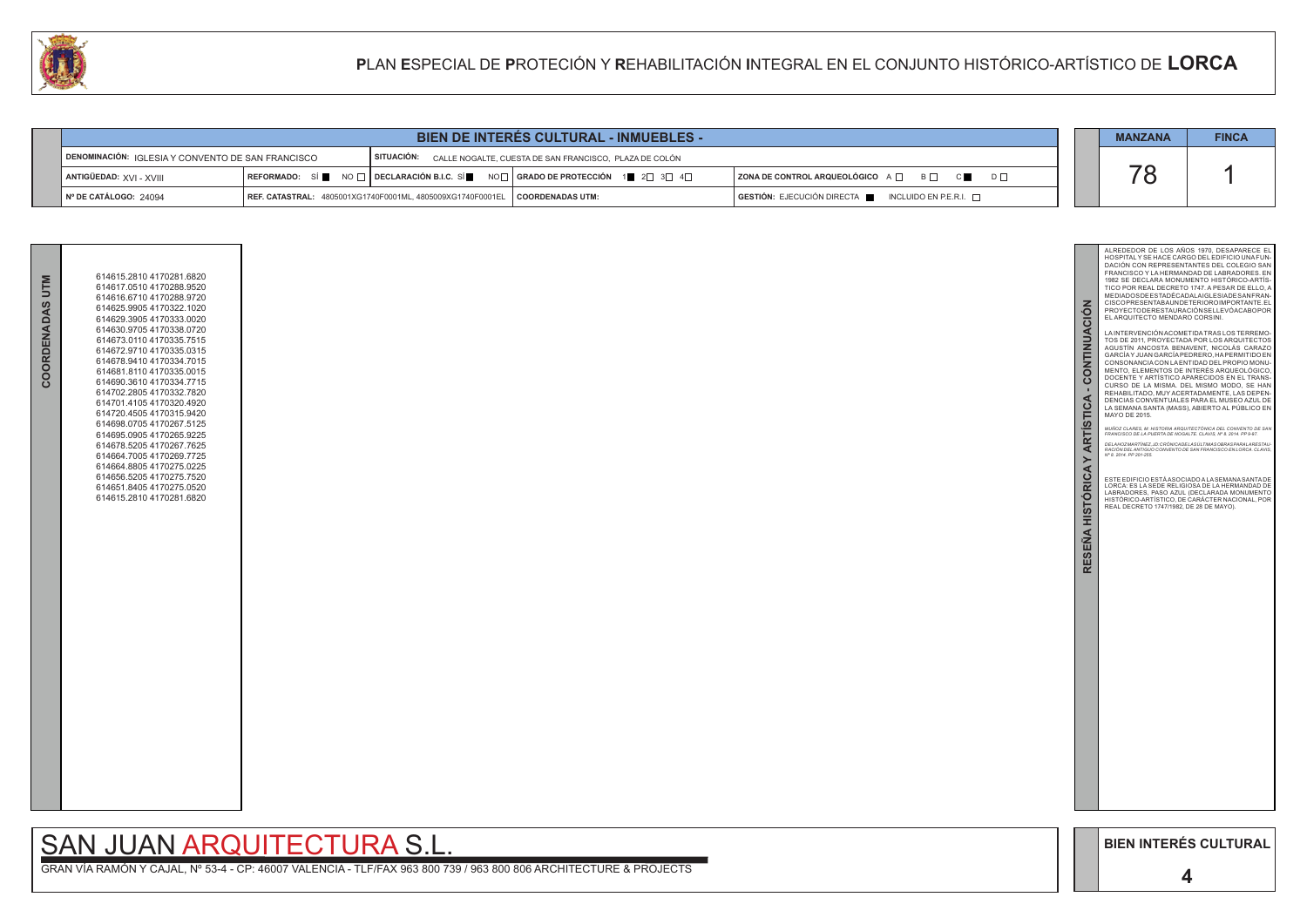# PLAN ESPECIAL DE PROTECIÓN Y REHABILITACIÓN INTEGRAL EN EL CONJUNTO HISTÓRICO-ARTÍSTICO DE LORCA

## BIEN DE INTERÉS CULTURAL - INMUEBLES -

| | | | |
|---|---|---|---|
| **DENOMINACIÓN:** IGLESIA Y CONVENTO DE SAN FRANCISCO | **SITUACIÓN:** CALLE NOGALTE, CUESTA DE SAN FRANCISCO, PLAZA DE COLÓN | | |
| **ANTIGÜEDAD:** XVI - XVIII | **REFORMADO:** SÍ ■ NO □ **DECLARACIÓN B.I.C.** SÍ ■ NO □ | **GRADO DE PROTECCIÓN** 1 ■ 2 □ 3 □ 4 □ | **ZONA DE CONTROL ARQUEOLÓGICO** A □ B □ C ■ D □ |
| **Nº DE CATÁLOGO:** 24094 | **REF. CATASTRAL:** 4805001XG1740F0001ML, 4805009XG1740F0001EL | **COORDENADAS UTM:** | **GESTIÓN:** EJECUCIÓN DIRECTA ■ INCLUIDO EN P.E.R.I. □ |

| MANZANA | FINCA |
|---|---|
| 78 | 1 |

## COORDENADAS UTM

614615.2810 4170281.6820
614617.0510 4170288.9520
614616.6710 4170288.9720
614625.9905 4170322.1020
614629.3905 4170333.0020
614630.9705 4170338.0720
614673.0110 4170335.7515
614672.9710 4170335.0315
614678.9410 4170334.7015
614681.8110 4170335.0015
614690.3610 4170334.7715
614702.2805 4170332.7820
614701.4105 4170320.4920
614720.4505 4170315.9420
614698.0705 4170267.5125
614695.0905 4170265.9225
614678.5205 4170267.7625
614664.7005 4170269.7725
614664.8805 4170275.0225
614656.5205 4170275.7520
614651.8405 4170275.0520
614615.2810 4170281.6820

## RESEÑA HISTÓRICA Y ARTÍSTICA - CONTINUACIÓN

ALREDEDOR DE LOS AÑOS 1970, DESAPARECE EL HOSPITAL Y SE HACE CARGO DEL EDIFICIO UNA FUNDACIÓN CON REPRESENTANTES DEL COLEGIO SAN FRANCISCO Y LA HERMANDAD DE LABRADORES. EN 1982 SE DECLARA MONUMENTO HISTÓRICO-ARTÍSTICO POR REAL DECRETO 1747. A PESAR DE ELLO, A MEDIADOS DE ESTA DÉCADA LA IGLESIA DE SAN FRANCISCO PRESENTABA UN DETERIORO IMPORTANTE. EL PROYECTO DE RESTAURACIÓN SE LLEVÓ A CABO POR EL ARQUITECTO MENDARO CORSINI.

LA INTERVENCIÓN ACOMETIDA TRAS LOS TERREMOTOS DE 2011, PROYECTADA POR LOS ARQUITECTOS AGUSTÍN ANCOSTA BENAVENT, NICOLÁS CARAZO GARCÍA Y JUAN GARCÍA PEDRERO, HA PERMITIDO EN CONSONANCIA CON LA ENTIDAD DEL PROPIO MONUMENTO, ELEMENTOS DE INTERÉS ARQUEOLÓGICO, DOCENTE Y ARTÍSTICO APARECIDOS EN EL TRANSCURSO DE LA MISMA. DEL MISMO MODO, SE HAN REHABILITADO, MUY ACERTADAMENTE, LAS DEPENDENCIAS CONVENTUALES PARA EL MUSEO AZUL DE LA SEMANA SANTA (MASS), ABIERTO AL PÚBLICO EN MAYO DE 2015.

*MUÑOZ CLARES, M: HISTORIA ARQUITECTÓNICA DEL CONVIENTO DE SAN FRANCISCO DE LA PUERTA DE NOGALTE. CLAVIS, Nº 8. 2014, PP.9-97.*

*DE LA HOZ MARTÍNEZ, JD: CRÓNICA DE LAS ÚLTIMAS OBRAS PARA LA RESTAURACIÓN DEL ANTIGUO CONVENTO DE SAN FRANCISCO EN LORCA. CLAVIS, Nº 8. 2014, PP 201-255.*

ESTE EDIFICIO ESTÁ ASOCIADO A LA SEMANA SANTA DE LORCA: ES LA SEDE RELIGIOSA DE LA HERMANDAD DE LABRADORES, PASO AZUL (DECLARADA MONUMENTO HISTÓRICO-ARTÍSTICO, DE CARÁCTER NACIONAL, POR REAL DECRETO 1747/1982, DE 28 DE MAYO).

SAN JUAN ARQUITECTURA S.L.

GRAN VÍA RAMÓN Y CAJAL, Nº 53-4 - CP: 46007 VALENCIA - TLF/FAX 963 800 739 / 963 800 806 ARCHITECTURE & PROJECTS

**BIEN INTERÉS CULTURAL**

**4**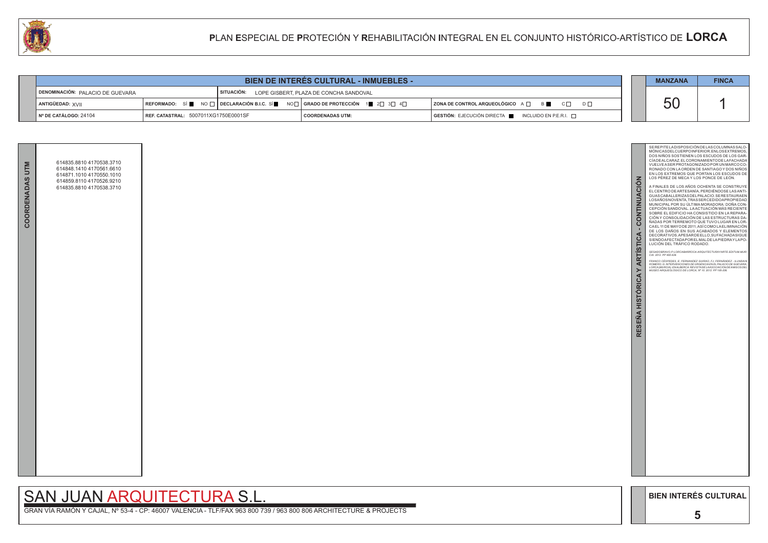# PLAN ESPECIAL DE PROTECIÓN Y REHABILITACIÓN INTEGRAL EN EL CONJUNTO HISTÓRICO-ARTÍSTICO DE LORCA

| BIEN DE INTERÉS CULTURAL - INMUEBLES - | | | | |
|---|---|---|---|---|
| DENOMINACIÓN: PALACIO DE GUEVARA | | SITUACIÓN: LOPE GISBERT, PLAZA DE CONCHA SANDOVAL | | |
| ANTIGÜEDAD: XVII | REFORMADO: SÍ ■ NO □ | DECLARACIÓN B.I.C. SÍ ■ NO □ | GRADO DE PROTECCIÓN 1 ■ 2 □ 3 □ 4 □ | ZONA DE CONTROL ARQUEOLÓGICO A □ B ■ C □ D □ |
| Nº DE CATÁLOGO: 24104 | REF. CATASTRAL: 5007011XG1750E0001SF | | COORDENADAS UTM: | GESTIÓN: EJECUCIÓN DIRECTA ■ INCLUIDO EN P.E.R.I. □ |

| MANZANA | FINCA |
|---|---|
| 50 | 1 |

## COORDENADAS UTM

614835.8810 4170538.3710
614848.1410 4170561.6610
614871.1010 4170550.1010
614859.8110 4170526.9210
614835.8810 4170538.3710

## RESEÑA HISTÓRICA Y ARTÍSTICA - CONTINUACIÓN

SE REPITE LA DISPOSICIÓN DE LAS COLUMNAS SALOMÓNICAS DEL CUERPO INFERIOR. EN LOS EXTREMOS, DOS NIÑOS SOSTIENEN LOS ESCUDOS DE LOS GARCÍA DE ALCARAZ. EL CORONAMIENTO DE LA FACHADA VUELVE A SER PROTAGONIZADO POR UN MARCO CORONADO CON LA ORDEN DE SANTIAGO Y DOS NIÑOS EN LOS EXTREMOS QUE PORTAN LOS ESCUDOS DE LOS PÉREZ DE MECA Y LOS PONCE DE LEÓN.

A FINALES DE LOS AÑOS OCHENTA SE CONSTRUYE EL CENTRO DE ARTESANÍA, PERDIÉNDOSE LAS ANTIGUAS CABALLERIZAS DEL PALACIO. SE RESTAURA EN LOS AÑOS NOVENTA, TRAS SER CEDIDO A PROPIEDAD MUNICIPAL POR SU ÚLTIMA MORADORA: DOÑA CONCEPCIÓN SANDOVAL. LA ACTUACIÓN MÁS RECIENTE SOBRE EL EDIFICIO HA CONSISTIDO EN LA REPARACIÓN Y CONSOLIDACIÓN DE LAS ESTRUCTURAS DAÑADAS POR TERREMOTO QUE TUVO LUGAR EN LORCA EL 11 DE MAYO DE 2011, ASÍ COMO LA ELIMINACIÓN DE LOS DAÑOS EN SUS ACABADOS Y ELEMENTOS DECORATIVOS. A PESAR DE ELLO, SU FACHADA SIGUE SIENDO AFECTADA POR EL MAL DE LA PIEDRA Y LA POLUCIÓN DEL TRÁFICO RODADO.

*SEGADO BRAVO, P. LORCA BARROCA ARQUITECTURA Y ARTE. EDITUM. MURCIA, 2012, PP 405-426.*

*FRANCO CÉSPEDES, E; FERNÁNDEZ GUIRAO, F.J; FERNÁNDEZ - ILUNDAIN ROMERO, G. INTERVENCIONES DE URGENCIA EN EL PALACIO DE GUEVARA, LORCA (MURCIA). EN ALBERCA: REVISTA DE LA ASOCIACIÓN DE AMIGOS DEL MUSEO ARQUEOLÓGICO DE LORCA, Nº 10, 2012, PP 195-206.*

SAN JUAN ARQUITECTURA S.L.

GRAN VÍA RAMÓN Y CAJAL, Nº 53-4 - CP: 46007 VALENCIA - TLF/FAX 963 800 739 / 963 800 806 ARCHITECTURE & PROJECTS

BIEN INTERÉS CULTURAL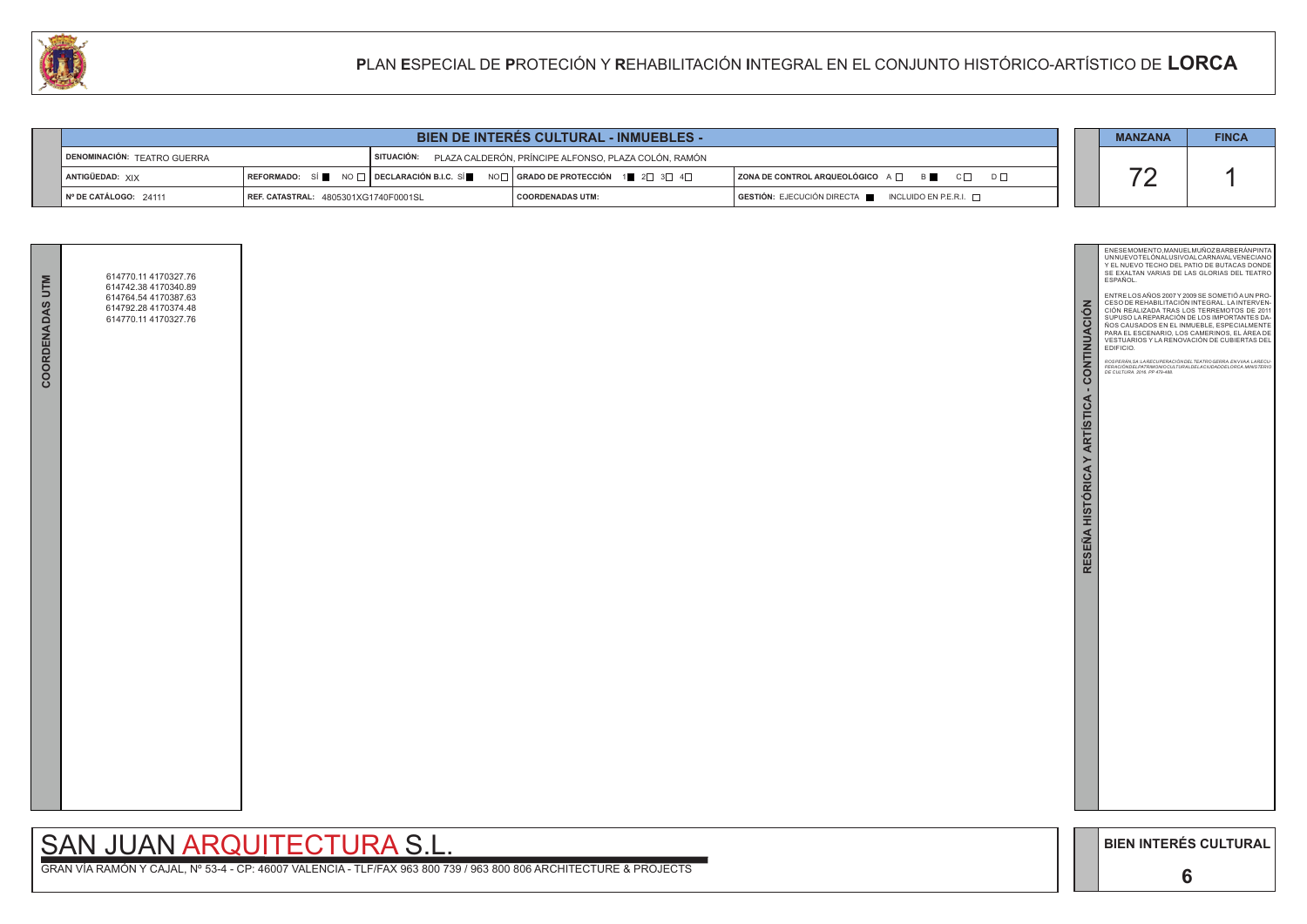# PLAN ESPECIAL DE PROTECIÓN Y REHABILITACIÓN INTEGRAL EN EL CONJUNTO HISTÓRICO-ARTÍSTICO DE LORCA

## BIEN DE INTERÉS CULTURAL - INMUEBLES -

| | | | |
|---|---|---|---|
| DENOMINACIÓN: TEATRO GUERRA | SITUACIÓN: PLAZA CALDERÓN, PRÍNCIPE ALFONSO, PLAZA COLÓN, RAMÓN | | |
| ANTIGÜEDAD: XIX | REFORMADO: SÍ ■ NO □ · DECLARACIÓN B.I.C. SÍ ■ NO □ | GRADO DE PROTECCIÓN 1 ■ 2 □ 3 □ 4 □ | ZONA DE CONTROL ARQUEOLÓGICO A □ B ■ C □ D □ |
| Nº DE CATÁLOGO: 24111 | REF. CATASTRAL: 4805301XG1740F0001SL | COORDENADAS UTM: | GESTIÓN: EJECUCIÓN DIRECTA ■ INCLUIDO EN P.E.R.I. □ |

| MANZANA | FINCA |
|---|---|
| 72 | 1 |

## COORDENADAS UTM

614770.11 4170327.76
614742.38 4170340.89
614764.54 4170387.63
614792.28 4170374.48
614770.11 4170327.76

## RESEÑA HISTÓRICA Y ARTÍSTICA - CONTINUACIÓN

EN ESE MOMENTO, MANUEL MUÑOZ BARBERÁN PINTA UN NUEVO TELÓN ALUSIVO AL CARNAVAL VENECIANO Y EL NUEVO TECHO DEL PATIO DE BUTACAS DONDE SE EXALTAN VARIAS DE LAS GLORIAS DEL TEATRO ESPAÑOL.

ENTRE LOS AÑOS 2007 Y 2009 SE SOMETIÓ A UN PROCESO DE REHABILITACIÓN INTEGRAL. LA INTERVENCIÓN REALIZADA TRAS LOS TERREMOTOS DE 2011 SUPUSO LA REPARACIÓN DE LOS IMPORTANTES DAÑOS CAUSADOS EN EL INMUEBLE, ESPECIALMENTE PARA EL ESCENARIO, LOS CAMERINOS, EL ÁREA DE VESTUARIOS Y LA RENOVACIÓN DE CUBIERTAS DEL EDIFICIO.

*ROS PERÁN, SA: LA RECUPERACIÓN DEL TEATRO GUERRA. EN VVAA: LA RECUPERACIÓN DEL PATRIMONIO CULTURAL DE LA CIUDAD DE LORCA. MINISTERIO DE CULTURA. 2018. PP 479-488.*

SAN JUAN ARQUITECTURA S.L.

GRAN VÍA RAMÓN Y CAJAL, Nº 53-4 - CP: 46007 VALENCIA - TLF/FAX 963 800 739 / 963 800 806 ARCHITECTURE & PROJECTS

BIEN INTERÉS CULTURAL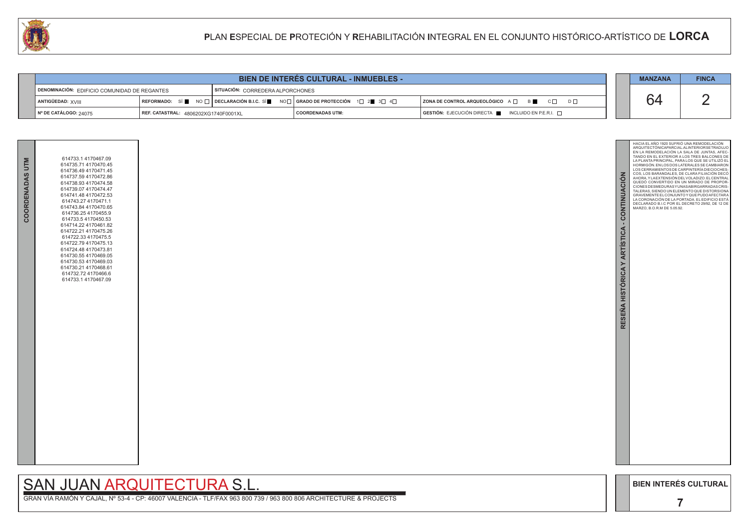# PLAN ESPECIAL DE PROTECIÓN Y REHABILITACIÓN INTEGRAL EN EL CONJUNTO HISTÓRICO-ARTÍSTICO DE LORCA

## BIEN DE INTERÉS CULTURAL - INMUEBLES -

| | | | | MANZANA | FINCA |
|---|---|---|---|---|---|
| DENOMINACIÓN: EDIFICIO COMUNIDAD DE REGANTES | | SITUACIÓN: CORREDERA ALPORCHONES | | 64 | 2 |
| ANTIGÜEDAD: XVIII | REFORMADO: SÍ ■ NO □ | DECLARACIÓN B.I.C. SÍ ■ NO □ / GRADO DE PROTECCIÓN 1□ 2■ 3□ 4□ | ZONA DE CONTROL ARQUEOLÓGICO A □ B ■ C □ D □ | | |
| Nº DE CATÁLOGO: 24075 | REF. CATASTRAL: 4806202XG1740F0001XL | COORDENADAS UTM: | GESTIÓN: EJECUCIÓN DIRECTA ■ INCLUIDO EN P.E.R.I. □ | | |

### COORDENADAS UTM

614733.1 4170467.09
614735.71 4170470.45
614736.49 4170471.45
614737.59 4170472.86
614738.93 4170474.58
614739.07 4170474.47
614741.48 4170472.53
614743.27 4170471.1
614743.84 4170470.65
614736.25 4170455.9
614733.5 4170450.53
614714.22 4170461.82
614722.21 4170475.26
614722.33 4170475.5
614722.79 4170475.13
614724.48 4170473.81
614730.55 4170469.05
614730.53 4170469.03
614730.21 4170468.61
614732.72 4170466.6
614733.1 4170467.09

### RESEÑA HISTÓRICA Y ARTÍSTICA - CONTINUACIÓN

HACIA EL AÑO 1920 SUFRIÓ UNA REMODELACIÓN ARQUITECTÓNICA PARCIAL AL INTERIOR SE TRADUJO EN LA REMODELACIÓN LA SALA DE JUNTAS, AFECTANDO EN EL EXTERIOR A LOS TRES BALCONES DE LA PLANTA PRINCIPAL, PARA LOS QUE SE UTILIZÓ EL HORMIGÓN. EN LOS DOS LATERALES SE CAMBIARON LOS CERRAMIENTOS DE CARPINTERÍA DIECIOCHESCOS, LOS BARANDALES, DE CLARA FILIACIÓN DECÓ AHORA, Y LA EXTENSIÓN DEL VOLADIZO. EL CENTRAL QUEDÓ CONVERTIDO EN UN MIRADO DE PROPORCIONES DESMEDURAS Y UNA SABIRGARRADAS CRISTALERAS, SIENDO UN ELEMENTO QUE DISTORSIONA GRAVEMENTE EL CONJUNTO Y QUE PUDO AFECTAR A LA CORONACIÓN DE LA PORTADA. EL EDIFICIO ESTÁ DECLARADO B.I.C POR EL DECRETO 29/92, DE 12 DE MARZO, B.O.R.M DE 5.05.92.

SAN JUAN ARQUITECTURA S.L.
GRAN VÍA RAMÓN Y CAJAL, Nº 53-4 - CP: 46007 VALENCIA - TLF/FAX 963 800 739 / 963 800 806 ARCHITECTURE & PROJECTS

BIEN INTERÉS CULTURAL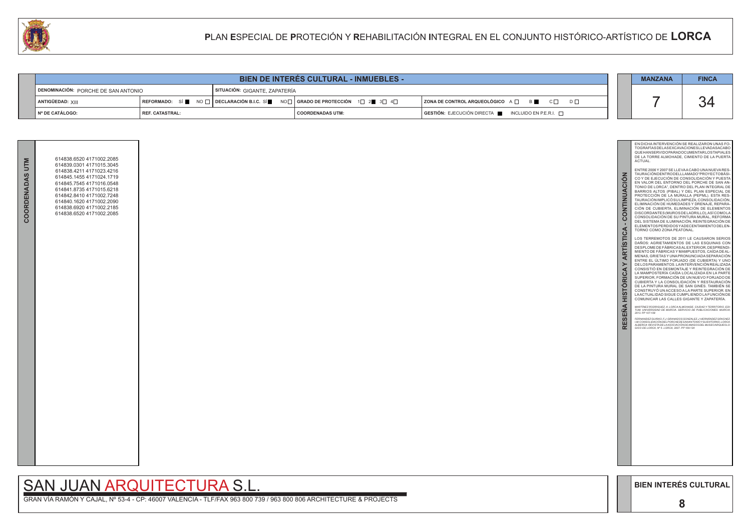# PLAN ESPECIAL DE PROTECIÓN Y REHABILITACIÓN INTEGRAL EN EL CONJUNTO HISTÓRICO-ARTÍSTICO DE LORCA

## BIEN DE INTERÉS CULTURAL - INMUEBLES -

| | | | | |
|---|---|---|---|---|
| DENOMINACIÓN: PORCHE DE SAN ANTONIO | | SITUACIÓN: GIGANTE, ZAPATERÍA | | |
| ANTIGÜEDAD: XIII | REFORMADO: SÍ ■ NO □ | DECLARACIÓN B.I.C. SÍ ■ NO □ | GRADO DE PROTECCIÓN 1□ 2■ 3□ 4□ | ZONA DE CONTROL ARQUEOLÓGICO A □ B ■ C □ D □ |
| Nº DE CATÁLOGO: | REF. CATASTRAL: | | COORDENADAS UTM: | GESTIÓN: EJECUCIÓN DIRECTA ■ INCLUIDO EN P.E.R.I. □ |

| MANZANA | FINCA |
|---|---|
| 7 | 34 |

### COORDENADAS UTM

614838.6520 4171002.2085
614839.0301 4171015.3045
614838.4211 4171023.4216
614845.1455 4171024.1719
614845.7545 4171016.0548
614841.8735 4171015.6218
614842.8410 4171002.7248
614840.1620 4171002.2090
614838.6920 4171002.2185
614838.6520 4171002.2085

### RESEÑA HISTÓRICA Y ARTÍSTICA - CONTINUACIÓN

EN DICHA INTERVENCIÓN SE REALIZARON UNAS FOTOGRAFÍAS DE LAS EXCAVACIONES LLEVADAS A CABO QUE HAN SERVIDO PARA DOCUMENTAR LOS TAPIALES DE LA TORRE ALMOHADE, CIMIENTO DE LA PUERTA ACTUAL.

ENTRE 2006 Y 2007 SE LLEVA A CABO UNA NUEVA RESTAURACIÓN DENTRO DEL LLAMADO "PROYECTO BÁSICO Y DE EJECUCIÓN DE CONSOLIDACIÓN Y PUESTA EN VALOR DEL ENTORNO DEL PORCHE DE SAN ANTONIO DE LORCA", DENTRO DEL PLAN INTEGRAL DE BARRIOS ALTOS (PIBAL) Y DEL PLAN ESPECIAL DE PROTECCIÓN DE LA MURALLA (PEPML). ESTA RESTAURACIÓN IMPLICÓ SU LIMPIEZA, CONSOLIDACIÓN, ELIMINACIÓN DE HUMEDADES Y DRENAJE, REPARACIÓN DE CUBIERTA, ELIMINACIÓN DE ELEMENTOS DISCORDANTES (MUROS DE LADRILLO), ASÍ COMO LA CONSOLIDACIÓN DE SU PINTURA MURAL, REFORMA DEL SISTEMA DE ILUMINACIÓN, REINTEGRACIÓN DE ELEMENTOS PERDIDOS Y ADECENTAMIENTO DEL ENTORNO COMO ZONA PEATONAL.

LOS TERREMOTOS DE 2011 LE CAUSARON SERIOS DAÑOS: AGRIETAMIENTOS DE LAS ESQUINAS CON DESPLOME DE FÁBRICAS AL EXTERIOR, DESPRENDIMIENTO DE FÁBRICAS Y MAMPUESTOS, CAÍDA DE ALMENAS, GRIETAS Y UNA PRONUNCIADA SEPARACIÓN ENTRE EL ÚLTIMO FORJADO (DE CUBIERTA) Y UNO DE LOS PARAMENTOS. LA INTERVENCIÓN REALIZADA CONSISTIÓ EN DESMONTAJE Y REINTEGRACIÓN DE LA MAMPOSTERÍA CAÍDA LOCALIZADA EN LA PARTE SUPERIOR, FORMACIÓN DE UN NUEVO FORJADO DE CUBIERTA Y LA CONSOLIDACIÓN Y RESTAURACIÓN DE LA PINTURA MURAL DE SAN GINÉS. TAMBIÉN SE CONSTRUYÓ UN ACCESO A LA PARTE SUPERIOR. EN LA ACTUALIDAD SIGUE CUMPLIENDO LA FUNCIÓN DE COMUNICAR LAS CALLES GIGANTE Y ZAPATERÍA.

*MARTÍNEZ RODRÍGUEZ, A: LORCA ALMOHADE. CIUDAD Y TERRITORIO. EDITUM. UNIVERSIDAD DE MURCIA. SERVICIO DE PUBLICACIONES. MURCIA, 2013. PP 107-108*

*FERNÁNDEZ GUIRAO, F.J; GRANADOS GONZÁLEZ, J; HERNÁNDEZ SÁNCHEZ, I.M: CONSOLIDACIÓN DEL PORCHE DE SAN ANTONIO Y SU ENTORNO. LORCA. ALBERCA: REVISTA DE LA ASOCIACIÓN DE AMIGOS DEL MUSEO ARQUEOLÓGICO DE LORCA, Nº 5. LORCA. 2007. PP 109-134*

SAN JUAN ARQUITECTURA S.L.

GRAN VÍA RAMÓN Y CAJAL, Nº 53-4 - CP: 46007 VALENCIA - TLF/FAX 963 800 739 / 963 800 806 ARCHITECTURE & PROJECTS

BIEN INTERÉS CULTURAL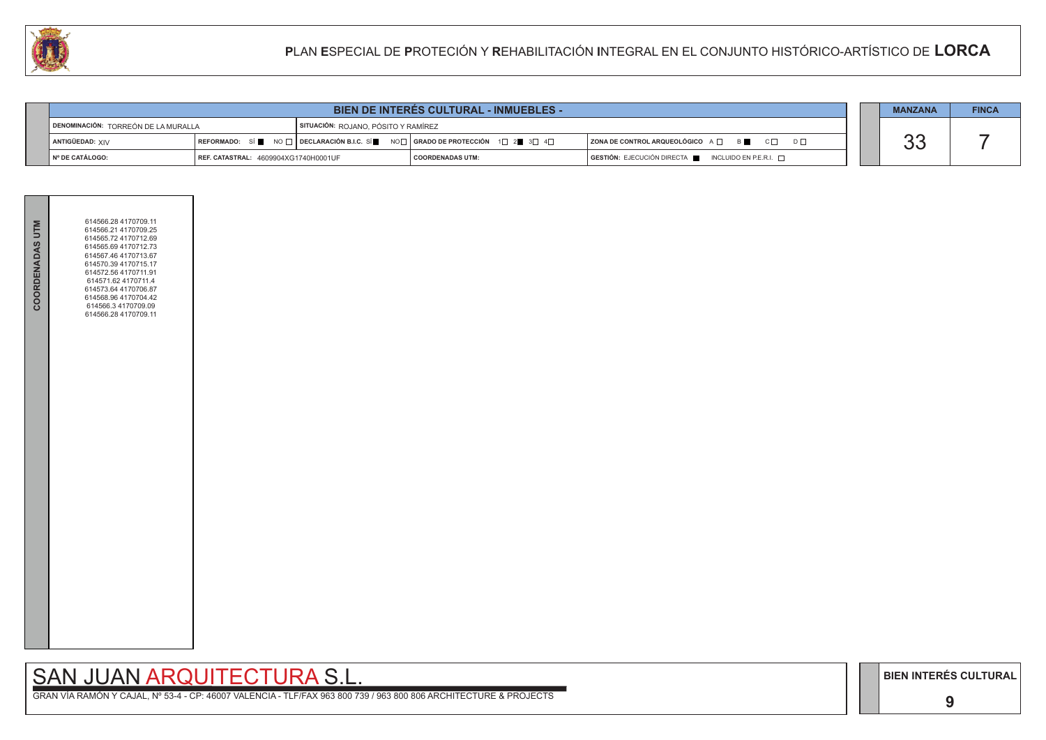# PLAN ESPECIAL DE PROTECIÓN Y REHABILITACIÓN INTEGRAL EN EL CONJUNTO HISTÓRICO-ARTÍSTICO DE LORCA

| BIEN DE INTERÉS CULTURAL - INMUEBLES - | | | | |
|---|---|---|---|---|
| DENOMINACIÓN: TORREÓN DE LA MURALLA | | SITUACIÓN: ROJANO, PÓSITO Y RAMÍREZ | | |
| ANTIGÜEDAD: XIV | REFORMADO: SÍ ■ NO □ | DECLARACIÓN B.I.C. SÍ ■ NO □ | GRADO DE PROTECCIÓN 1□ 2■ 3□ 4□ | ZONA DE CONTROL ARQUEOLÓGICO A □ B ■ C □ D □ |
| Nº DE CATÁLOGO: | REF. CATASTRAL: 4609904XG1740H0001UF | | COORDENADAS UTM: | GESTIÓN: EJECUCIÓN DIRECTA ■ INCLUIDO EN P.E.R.I. □ |

| MANZANA | FINCA |
|---|---|
| 33 | 7 |

**COORDENADAS UTM**

614566.28 4170709.11
614566.21 4170709.25
614565.72 4170712.69
614565.69 4170712.73
614567.46 4170713.67
614570.39 4170715.17
614572.56 4170711.91
614571.62 4170711.4
614573.64 4170706.87
614568.96 4170704.42
614566.3 4170709.09
614566.28 4170709.11

SAN JUAN ARQUITECTURA S.L.

GRAN VÍA RAMÓN Y CAJAL, Nº 53-4 - CP: 46007 VALENCIA - TLF/FAX 963 800 739 / 963 800 806 ARCHITECTURE & PROJECTS

BIEN INTERÉS CULTURAL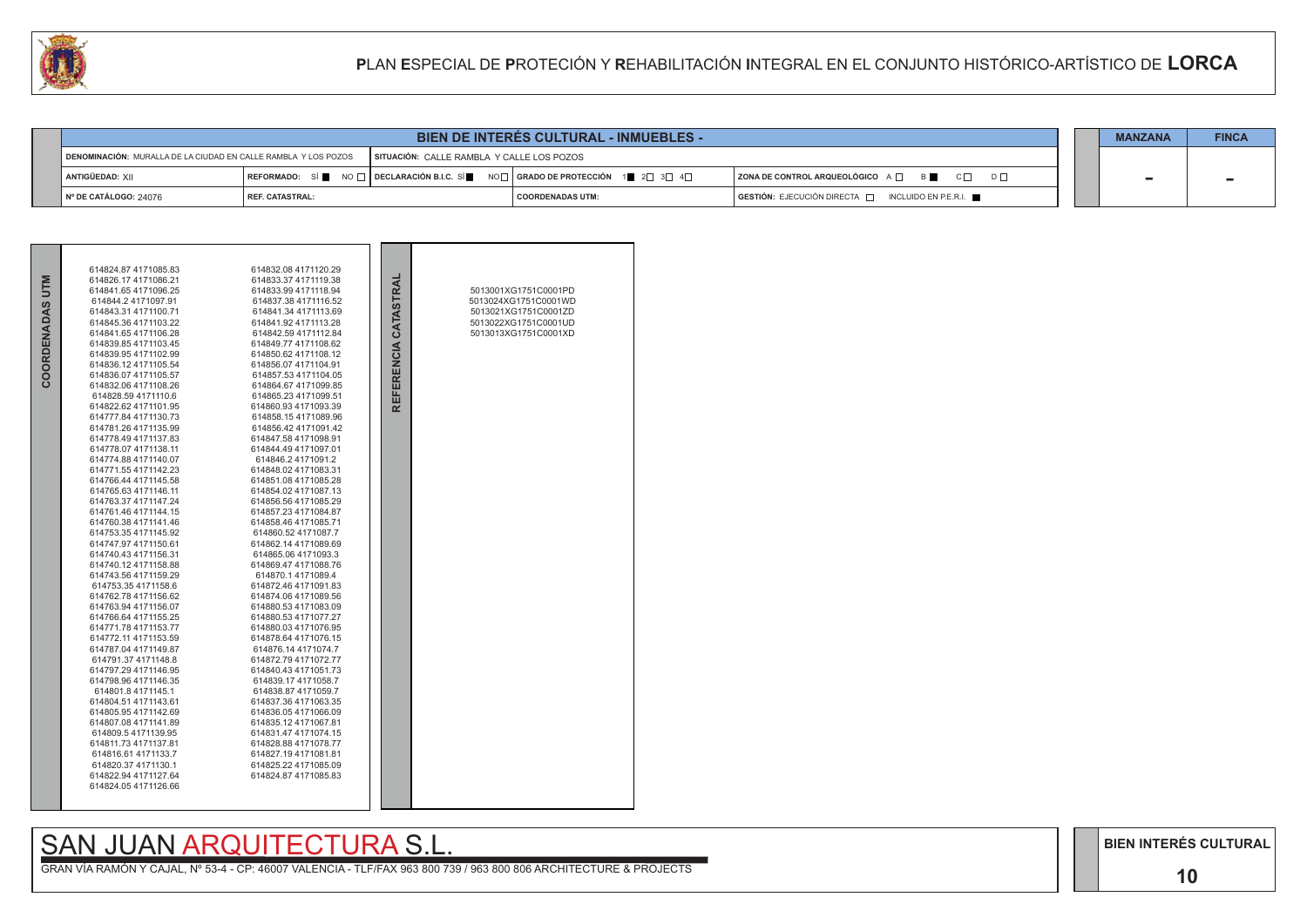# PLAN ESPECIAL DE PROTECIÓN Y REHABILITACIÓN INTEGRAL EN EL CONJUNTO HISTÓRICO-ARTÍSTICO DE LORCA

## BIEN DE INTERÉS CULTURAL - INMUEBLES -

| | | | |
|---|---|---|---|
| **DENOMINACIÓN:** MURALLA DE LA CIUDAD EN CALLE RAMBLA Y LOS POZOS | **SITUACIÓN:** CALLE RAMBLA Y CALLE LOS POZOS | | |
| **ANTIGÜEDAD:** XII | **REFORMADO:** SÍ ■ NO □ **DECLARACIÓN B.I.C.** SÍ ■ NO □ | **GRADO DE PROTECCIÓN** 1 ■ 2 □ 3 □ 4 □ | **ZONA DE CONTROL ARQUEOLÓGICO** A □ B ■ C □ D □ |
| **Nº DE CATÁLOGO:** 24076 | **REF. CATASTRAL:** | **COORDENADAS UTM:** | **GESTIÓN:** EJECUCIÓN DIRECTA □ INCLUIDO EN P.E.R.I. ■ |

| MANZANA | FINCA |
|---|---|
| - | - |

### COORDENADAS UTM

614824.87 4171085.83
614826.17 4171086.21
614841.65 4171096.25
614844.2 4171097.91
614843.31 4171100.71
614845.36 4171103.22
614841.65 4171106.28
614839.85 4171103.45
614839.95 4171102.99
614836.12 4171105.54
614836.07 4171105.57
614832.06 4171108.26
614828.59 4171110.6
614822.62 4171101.95
614777.84 4171130.73
614781.26 4171135.99
614778.49 4171137.83
614778.07 4171138.11
614774.88 4171140.07
614771.55 4171142.23
614766.44 4171145.58
614765.63 4171146.11
614763.37 4171147.24
614761.46 4171144.15
614760.38 4171141.46
614753.35 4171145.92
614747.97 4171150.61
614740.43 4171156.31
614740.12 4171158.88
614743.56 4171159.29
614753.35 4171158.6
614762.78 4171156.62
614763.94 4171156.07
614766.64 4171155.25
614771.78 4171153.77
614772.11 4171153.59
614787.04 4171149.87
614791.37 4171148.8
614797.29 4171146.95
614798.96 4171146.35
614801.8 4171145.1
614804.51 4171143.61
614805.95 4171142.69
614807.08 4171141.89
614809.5 4171139.95
614811.73 4171137.81
614816.61 4171133.7
614820.37 4171130.1
614822.94 4171127.64
614824.05 4171126.66
614832.08 4171120.29
614833.37 4171119.38
614833.99 4171118.94
614837.38 4171116.52
614841.34 4171113.69
614841.92 4171113.28
614842.59 4171112.84
614849.77 4171108.62
614850.62 4171108.12
614856.07 4171104.91
614857.53 4171104.05
614864.67 4171099.85
614865.23 4171099.51
614860.93 4171093.39
614858.15 4171089.96
614856.42 4171091.42
614847.58 4171098.91
614844.49 4171097.01
614846.2 4171091.2
614848.02 4171083.31
614851.08 4171085.28
614854.02 4171087.13
614856.56 4171085.29
614857.23 4171084.87
614858.46 4171085.71
614860.52 4171087.7
614862.14 4171089.69
614865.06 4171093.3
614869.47 4171088.76
614870.1 4171089.4
614872.46 4171091.83
614874.06 4171089.56
614880.53 4171083.09
614880.53 4171077.27
614880.03 4171076.95
614878.64 4171076.15
614876.14 4171074.7
614872.79 4171072.77
614840.43 4171051.73
614839.17 4171058.7
614838.87 4171059.7
614837.36 4171063.35
614836.05 4171066.09
614835.12 4171067.81
614831.47 4171074.15
614828.88 4171078.77
614827.19 4171081.81
614825.22 4171085.09
614824.87 4171085.83

### REFERENCIA CATASTRAL

5013001XG1751C0001PD
5013024XG1751C0001WD
5013021XG1751C0001ZD
5013022XG1751C0001UD
5013013XG1751C0001XD

SAN JUAN ARQUITECTURA S.L.

GRAN VÍA RAMÓN Y CAJAL, Nº 53-4 - CP: 46007 VALENCIA - TLF/FAX 963 800 739 / 963 800 806 ARCHITECTURE & PROJECTS

BIEN INTERÉS CULTURAL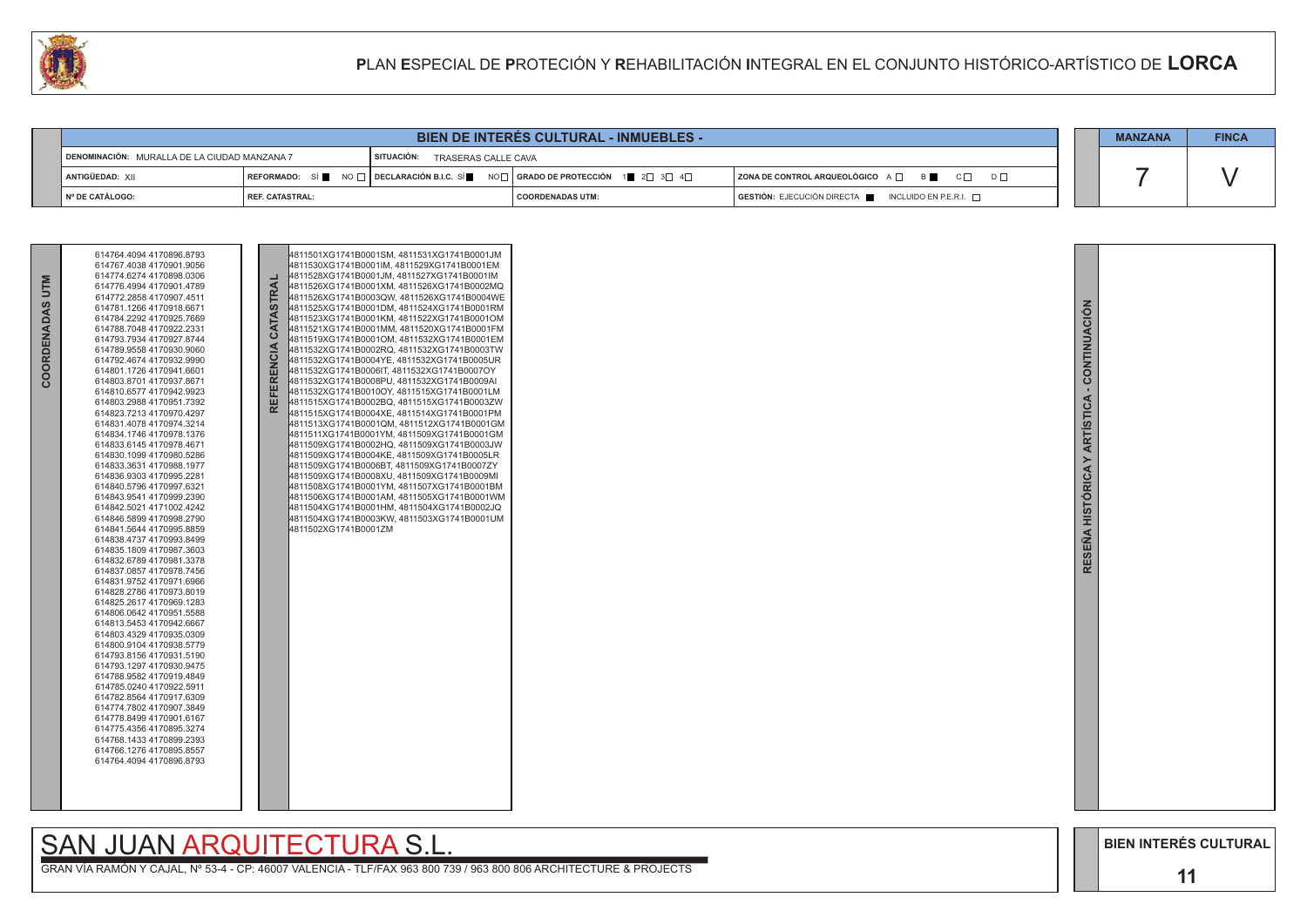# PLAN ESPECIAL DE PROTECIÓN Y REHABILITACIÓN INTEGRAL EN EL CONJUNTO HISTÓRICO-ARTÍSTICO DE LORCA

## BIEN DE INTERÉS CULTURAL - INMUEBLES -

| | | | | | |
|---|---|---|---|---|---|
| DENOMINACIÓN: MURALLA DE LA CIUDAD MANZANA 7 | | SITUACIÓN: TRASERAS CALLE CAVA | | | |
| ANTIGÜEDAD: XII | REFORMADO: SÍ ■ NO □ | DECLARACIÓN B.I.C. SÍ ■ NO □ | GRADO DE PROTECCIÓN 1 ■ 2 □ 3 □ 4 □ | ZONA DE CONTROL ARQUEOLÓGICO A □ B ■ C □ D □ | |
| Nº DE CATÁLOGO: | REF. CATASTRAL: | | COORDENADAS UTM: | GESTIÓN: EJECUCIÓN DIRECTA ■ INCLUIDO EN P.E.R.I. □ | |

| MANZANA | FINCA |
|---|---|
| 7 | V |

**COORDENADAS UTM**

614764.4094 4170896.8793
614767.4038 4170901.9056
614774.6274 4170898.0306
614776.4994 4170901.4789
614772.2858 4170907.4511
614781.1266 4170918.6671
614784.2292 4170925.7669
614788.7048 4170922.2331
614793.7934 4170927.8744
614789.9558 4170930.9060
614792.4674 4170932.9990
614801.1726 4170941.6601
614803.8701 4170937.8671
614810.6577 4170942.9923
614803.2988 4170951.7392
614823.7213 4170970.4297
614831.4078 4170974.3214
614834.1746 4170978.1376
614833.6145 4170978.4671
614830.1099 4170980.5286
614833.3631 4170988.1977
614836.9303 4170995.2281
614840.5796 4170997.6321
614843.9541 4170999.2390
614842.5021 4171002.4242
614846.5899 4170998.2790
614841.5644 4170995.8859
614838.4737 4170993.8499
614835.1809 4170987.3603
614832.6789 4170981.3378
614837.0857 4170978.7456
614831.9752 4170971.6966
614828.2786 4170973.8019
614825.2617 4170969.1283
614806.0642 4170951.5588
614813.5453 4170942.6667
614803.4329 4170935.0309
614800.9104 4170938.5779
614793.8156 4170931.5190
614793.1297 4170930.9475
614788.9582 4170919.4849
614785.0240 4170922.5911
614782.8564 4170917.6309
614774.7802 4170907.3849
614778.8499 4170901.6167
614775.4356 4170895.3274
614768.1433 4170899.2393
614766.1276 4170895.8557
614764.4094 4170896.8793

**REFERENCIA CATASTRAL**

4811501XG1741B0001SM, 4811531XG1741B0001JM
4811530XG1741B0001IM, 4811529XG1741B0001EM
4811528XG1741B0001JM, 4811527XG1741B0001IM
4811526XG1741B0001XM, 4811526XG1741B0002MQ
4811526XG1741B0003QW, 4811526XG1741B0004WE
4811525XG1741B0001DM, 4811524XG1741B0001RM
4811523XG1741B0001KM, 4811522XG1741B0001OM
4811521XG1741B0001MM, 4811520XG1741B0001FM
4811519XG1741B0001OM, 4811532XG1741B0001EM
4811532XG1741B0002RQ, 4811532XG1741B0003TW
4811532XG1741B0004YE, 4811532XG1741B0005UR
4811532XG1741B0006IT, 4811532XG1741B0007OY
4811532XG1741B0008PU, 4811532XG1741B0009AI
4811532XG1741B0010OY, 4811515XG1741B0001LM
4811515XG1741B0002BQ, 4811515XG1741B0003ZW
4811515XG1741B0004XE, 4811514XG1741B0001PM
4811513XG1741B0001QM, 4811512XG1741B0001GM
4811511XG1741B0001YM, 4811509XG1741B0001GM
4811509XG1741B0002HQ, 4811509XG1741B0003JW
4811509XG1741B0004KE, 4811509XG1741B0005LR
4811509XG1741B0006BT, 4811509XG1741B0007ZY
4811509XG1741B0008XU, 4811509XG1741B0009MI
4811508XG1741B0001YM, 4811507XG1741B0001BM
4811506XG1741B0001AM, 4811505XG1741B0001WM
4811504XG1741B0001HM, 4811504XG1741B0002JQ
4811504XG1741B0003KW, 4811503XG1741B0001UM
4811502XG1741B0001ZM

**RESEÑA HISTÓRICA Y ARTÍSTICA - CONTINUACIÓN**

SAN JUAN ARQUITECTURA S.L.

GRAN VÍA RAMÓN Y CAJAL, Nº 53-4 - CP: 46007 VALENCIA - TLF/FAX 963 800 739 / 963 800 806 ARCHITECTURE & PROJECTS

BIEN INTERÉS CULTURAL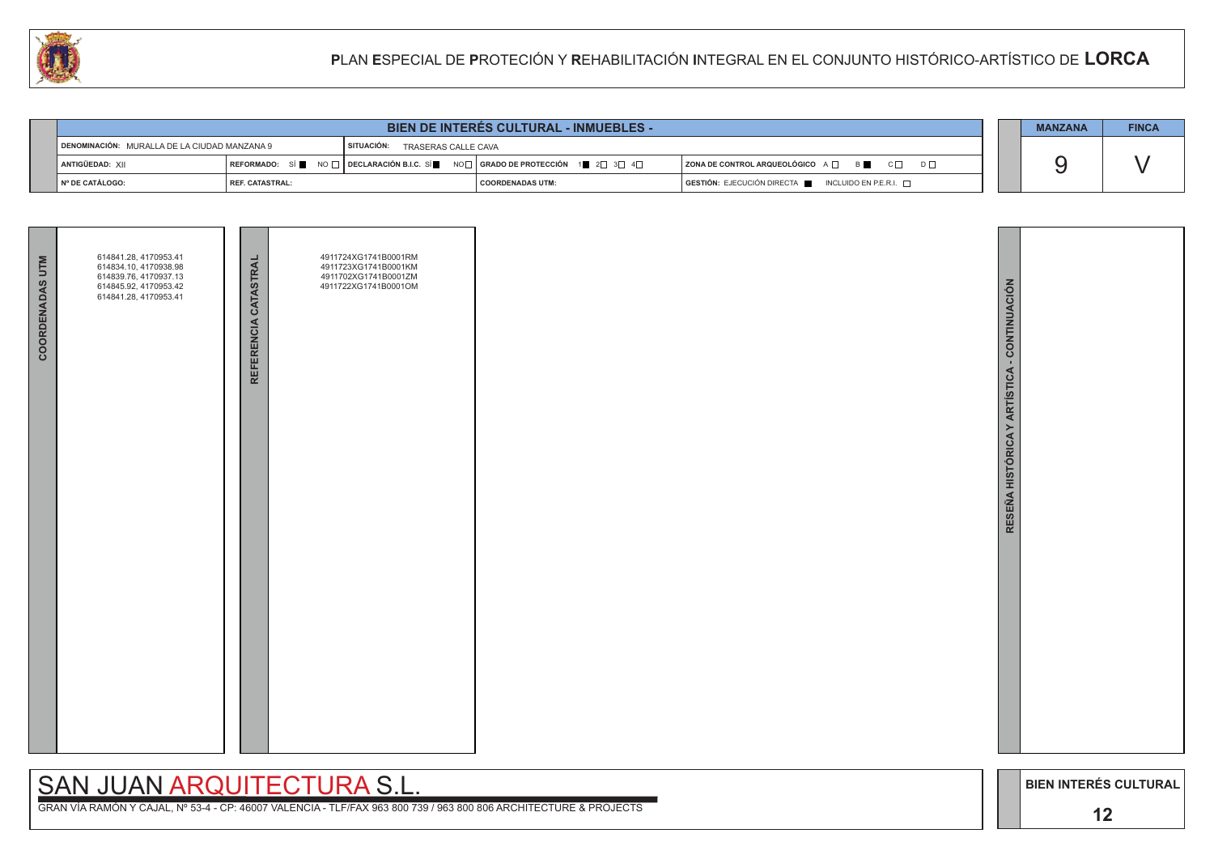# PLAN ESPECIAL DE PROTECIÓN Y REHABILITACIÓN INTEGRAL EN EL CONJUNTO HISTÓRICO-ARTÍSTICO DE **LORCA**

## BIEN DE INTERÉS CULTURAL - INMUEBLES -

| | | | | |
|---|---|---|---|---|
| **DENOMINACIÓN:** MURALLA DE LA CIUDAD MANZANA 9 | | **SITUACIÓN:** TRASERAS CALLE CAVA | | |
| **ANTIGÜEDAD:** XII | **REFORMADO:** SÍ ■ NO □ | **DECLARACIÓN B.I.C.** SÍ ■ NO □ | **GRADO DE PROTECCIÓN** 1 ■ 2 □ 3 □ 4 □ | **ZONA DE CONTROL ARQUEOLÓGICO** A □ B ■ C □ D □ |
| **Nº DE CATÁLOGO:** | **REF. CATASTRAL:** | | **COORDENADAS UTM:** | **GESTIÓN:** EJECUCIÓN DIRECTA ■ INCLUIDO EN P.E.R.I. □ |

| MANZANA | FINCA |
|---|---|
| 9 | V |

**COORDENADAS UTM**

614841.28, 4170953.41
614834.10, 4170938.98
614839.76, 4170937.13
614845.92, 4170953.42
614841.28, 4170953.41

**REFERENCIA CATASTRAL**

4911724XG1741B0001RM
4911723XG1741B0001KM
4911702XG1741B0001ZM
4911722XG1741B0001OM

**RESEÑA HISTÓRICA Y ARTÍSTICA - CONTINUACIÓN**

SAN JUAN ARQUITECTURA S.L.

GRAN VÍA RAMÓN Y CAJAL, Nº 53-4 - CP: 46007 VALENCIA - TLF/FAX 963 800 739 / 963 800 806 ARCHITECTURE & PROJECTS

**BIEN INTERÉS CULTURAL**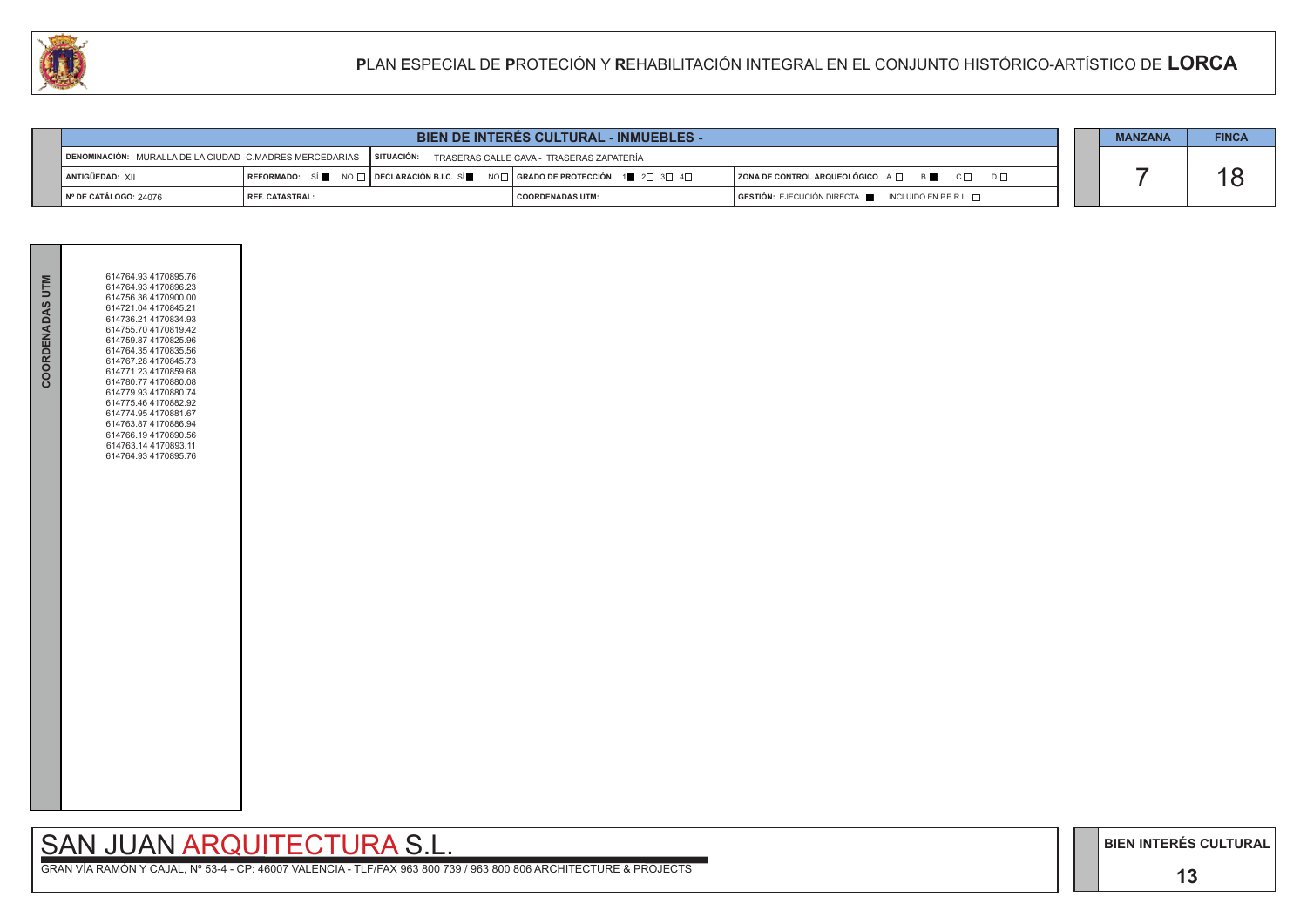# PLAN ESPECIAL DE PROTECIÓN Y REHABILITACIÓN INTEGRAL EN EL CONJUNTO HISTÓRICO-ARTÍSTICO DE LORCA

## BIEN DE INTERÉS CULTURAL - INMUEBLES -

| | | | |
|---|---|---|---|
| DENOMINACIÓN: MURALLA DE LA CIUDAD -C.MADRES MERCEDARIAS | SITUACIÓN: TRASERAS CALLE CAVA - TRASERAS ZAPATERÍA | | |
| ANTIGÜEDAD: XII | REFORMADO: SÍ ■ NO □ \| DECLARACIÓN B.I.C. SÍ ■ NO □ | GRADO DE PROTECCIÓN 1 ■ 2 □ 3 □ 4 □ | ZONA DE CONTROL ARQUEOLÓGICO A □ B ■ C □ D □ |
| Nº DE CATÁLOGO: 24076 | REF. CATASTRAL: | COORDENADAS UTM: | GESTIÓN: EJECUCIÓN DIRECTA ■ INCLUIDO EN P.E.R.I. □ |

| MANZANA | FINCA |
|---|---|
| 7 | 18 |

**COORDENADAS UTM**

614764.93 4170895.76
614764.93 4170896.23
614756.36 4170900.00
614721.04 4170845.21
614736.21 4170834.93
614755.70 4170819.42
614759.87 4170825.96
614764.35 4170835.56
614767.28 4170845.73
614771.23 4170859.68
614780.77 4170880.08
614779.93 4170880.74
614775.46 4170882.92
614774.95 4170881.67
614763.87 4170886.94
614766.19 4170890.56
614763.14 4170893.11
614764.93 4170895.76

SAN JUAN ARQUITECTURA S.L.

GRAN VÍA RAMÓN Y CAJAL, Nº 53-4 - CP: 46007 VALENCIA - TLF/FAX 963 800 739 / 963 800 806 ARCHITECTURE & PROJECTS

BIEN INTERÉS CULTURAL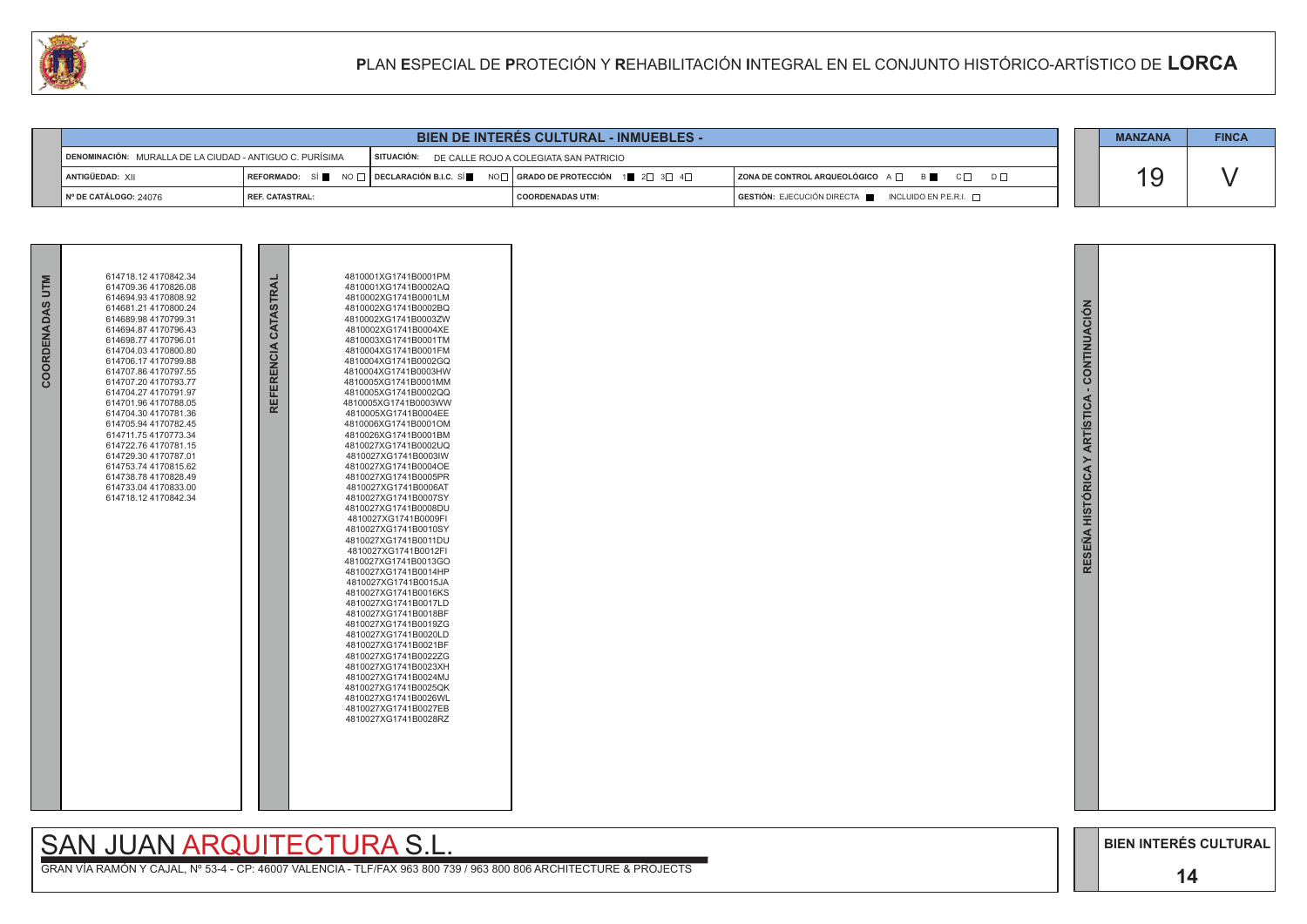# PLAN ESPECIAL DE PROTECIÓN Y REHABILITACIÓN INTEGRAL EN EL CONJUNTO HISTÓRICO-ARTÍSTICO DE LORCA

## BIEN DE INTERÉS CULTURAL - INMUEBLES -

| | | | | MANZANA | FINCA |
|---|---|---|---|---|---|
| DENOMINACIÓN: MURALLA DE LA CIUDAD - ANTIGUO C. PURÍSIMA | SITUACIÓN: DE CALLE ROJO A COLEGIATA SAN PATRICIO | | | 19 | V |
| ANTIGÜEDAD: XII | REFORMADO: SÍ ■ NO □ / DECLARACIÓN B.I.C. SÍ ■ NO □ | GRADO DE PROTECCIÓN 1 ■ 2 □ 3 □ 4 □ | ZONA DE CONTROL ARQUEOLÓGICO A □ B ■ C □ D □ | | |
| Nº DE CATÁLOGO: 24076 | REF. CATASTRAL: | COORDENADAS UTM: | GESTIÓN: EJECUCIÓN DIRECTA ■ INCLUIDO EN P.E.R.I. □ | | |

**COORDENADAS UTM**

614718.12 4170842.34
614709.36 4170826.08
614694.93 4170808.92
614681.21 4170800.24
614689.98 4170799.31
614694.87 4170796.43
614698.77 4170796.01
614704.03 4170800.80
614706.17 4170799.88
614707.86 4170797.55
614707.20 4170793.77
614704.27 4170791.97
614701.96 4170788.05
614704.30 4170781.36
614705.94 4170782.45
614711.75 4170773.34
614722.76 4170781.15
614729.30 4170787.01
614753.74 4170815.62
614738.78 4170828.49
614733.04 4170833.00
614718.12 4170842.34

**REFERENCIA CATASTRAL**

4810001XG1741B0001PM
4810001XG1741B0002AQ
4810002XG1741B0001LM
4810002XG1741B0002BQ
4810002XG1741B0003ZW
4810002XG1741B0004XE
4810003XG1741B0001TM
4810004XG1741B0001FM
4810004XG1741B0002GQ
4810004XG1741B0003HW
4810005XG1741B0001MM
4810005XG1741B0002QQ
4810005XG1741B0003WW
4810005XG1741B0004EE
4810006XG1741B0001OM
4810026XG1741B0001BM
4810027XG1741B0002UQ
4810027XG1741B0003IW
4810027XG1741B0004OE
4810027XG1741B0005PR
4810027XG1741B0006AT
4810027XG1741B0007SY
4810027XG1741B0008DU
4810027XG1741B0009FI
4810027XG1741B0010SY
4810027XG1741B0011DU
4810027XG1741B0012FI
4810027XG1741B0013GO
4810027XG1741B0014HP
4810027XG1741B0015JA
4810027XG1741B0016KS
4810027XG1741B0017LD
4810027XG1741B0018BF
4810027XG1741B0019ZG
4810027XG1741B0020LD
4810027XG1741B0021BF
4810027XG1741B0022ZG
4810027XG1741B0023XH
4810027XG1741B0024MJ
4810027XG1741B0025QK
4810027XG1741B0026WL
4810027XG1741B0027EB
4810027XG1741B0028RZ

**RESEÑA HISTÓRICA Y ARTÍSTICA - CONTINUACIÓN**

SAN JUAN ARQUITECTURA S.L.

GRAN VÍA RAMÓN Y CAJAL, Nº 53-4 - CP: 46007 VALENCIA - TLF/FAX 963 800 739 / 963 800 806 ARCHITECTURE & PROJECTS

BIEN INTERÉS CULTURAL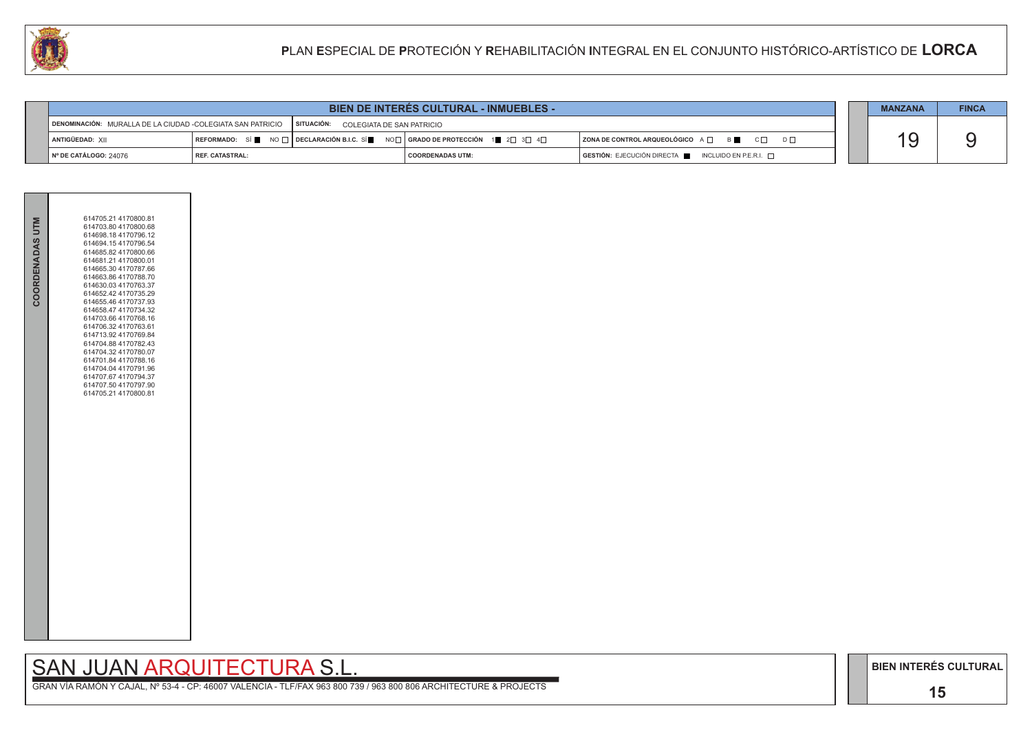# PLAN ESPECIAL DE PROTECIÓN Y REHABILITACIÓN INTEGRAL EN EL CONJUNTO HISTÓRICO-ARTÍSTICO DE LORCA

## BIEN DE INTERÉS CULTURAL - INMUEBLES -

| | | | |
|---|---|---|---|
| DENOMINACIÓN: MURALLA DE LA CIUDAD -COLEGIATA SAN PATRICIO | SITUACIÓN: COLEGIATA DE SAN PATRICIO | | |
| ANTIGÜEDAD: XII | REFORMADO: SÍ ■ NO □ / DECLARACIÓN B.I.C. SÍ ■ NO □ | GRADO DE PROTECCIÓN 1 ■ 2 □ 3 □ 4 □ | ZONA DE CONTROL ARQUEOLÓGICO A □ B ■ C □ D □ |
| Nº DE CATÁLOGO: 24076 | REF. CATASTRAL: | COORDENADAS UTM: | GESTIÓN: EJECUCIÓN DIRECTA ■ INCLUIDO EN P.E.R.I. □ |

| MANZANA | FINCA |
|---|---|
| 19 | 9 |

**COORDENADAS UTM**

614705.21 4170800.81
614703.80 4170800.68
614698.18 4170796.12
614694.15 4170796.54
614685.82 4170800.66
614681.21 4170800.01
614665.30 4170787.66
614663.86 4170788.70
614630.03 4170763.37
614652.42 4170735.29
614655.46 4170737.93
614658.47 4170734.32
614703.66 4170768.16
614706.32 4170763.61
614713.92 4170769.84
614704.88 4170782.43
614704.32 4170780.07
614701.84 4170788.16
614704.04 4170791.96
614707.67 4170794.37
614707.50 4170797.90
614705.21 4170800.81

SAN JUAN ARQUITECTURA S.L.

GRAN VÍA RAMÓN Y CAJAL, Nº 53-4 - CP: 46007 VALENCIA - TLF/FAX 963 800 739 / 963 800 806 ARCHITECTURE & PROJECTS

BIEN INTERÉS CULTURAL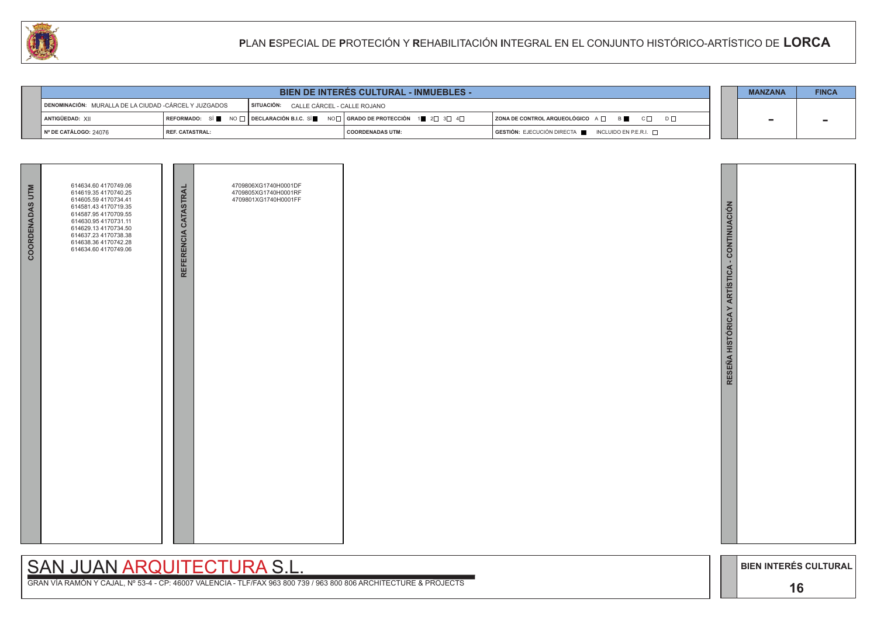# PLAN ESPECIAL DE PROTECIÓN Y REHABILITACIÓN INTEGRAL EN EL CONJUNTO HISTÓRICO-ARTÍSTICO DE LORCA

## BIEN DE INTERÉS CULTURAL - INMUEBLES -

| | | | | |
|---|---|---|---|---|
| DENOMINACIÓN: MURALLA DE LA CIUDAD -CÁRCEL Y JUZGADOS | | SITUACIÓN: CALLE CÁRCEL - CALLE ROJANO | | |
| ANTIGÜEDAD: XII | REFORMADO: SÍ ■ NO □ | DECLARACIÓN B.I.C. SÍ ■ NO □ | GRADO DE PROTECCIÓN 1 ■ 2 □ 3 □ 4 □ | ZONA DE CONTROL ARQUEOLÓGICO A □ B ■ C □ D □ |
| Nº DE CATÁLOGO: 24076 | REF. CATASTRAL: | | COORDENADAS UTM: | GESTIÓN: EJECUCIÓN DIRECTA ■ INCLUIDO EN P.E.R.I. □ |

| MANZANA | FINCA |
|---|---|
| - | - |

**COORDENADAS UTM**

614634.60 4170749.06
614619.35 4170740.25
614605.59 4170734.41
614581.43 4170719.35
614587.95 4170709.55
614630.95 4170731.11
614629.13 4170734.50
614637.23 4170738.38
614638.36 4170742.28
614634.60 4170749.06

**REFERENCIA CATASTRAL**

4709806XG1740H0001DF
4709805XG1740H0001RF
4709801XG1740H0001FF

**RESEÑA HISTÓRICA Y ARTÍSTICA - CONTINUACIÓN**

SAN JUAN ARQUITECTURA S.L.
GRAN VÍA RAMÓN Y CAJAL, Nº 53-4 - CP: 46007 VALENCIA - TLF/FAX 963 800 739 / 963 800 806 ARCHITECTURE & PROJECTS

BIEN INTERÉS CULTURAL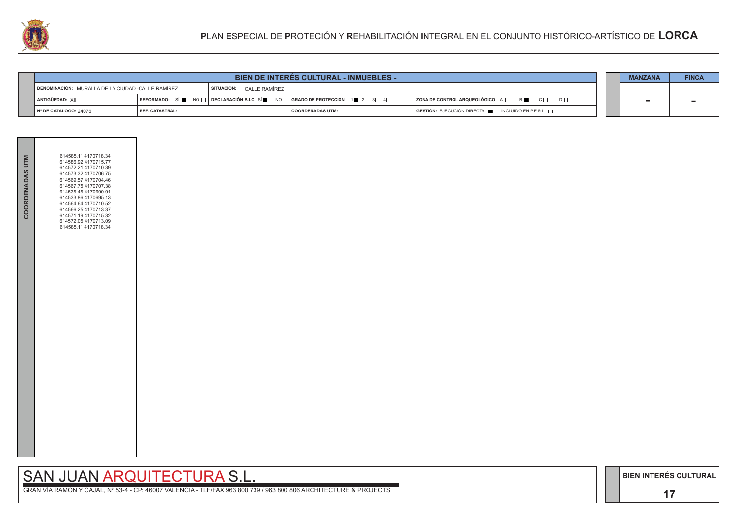# PLAN ESPECIAL DE PROTECIÓN Y REHABILITACIÓN INTEGRAL EN EL CONJUNTO HISTÓRICO-ARTÍSTICO DE LORCA

| BIEN DE INTERÉS CULTURAL - INMUEBLES - | | | | |
|---|---|---|---|---|
| DENOMINACIÓN: MURALLA DE LA CIUDAD -CALLE RAMÍREZ | | SITUACIÓN: CALLE RAMÍREZ | | |
| ANTIGÜEDAD: XII | REFORMADO: SÍ ■ NO □ | DECLARACIÓN B.I.C. SÍ ■ NO □ | GRADO DE PROTECCIÓN 1 ■ 2 □ 3 □ 4 □ | ZONA DE CONTROL ARQUEOLÓGICO A □ B ■ C □ D □ |
| Nº DE CATÁLOGO: 24076 | REF. CATASTRAL: | | COORDENADAS UTM: | GESTIÓN: EJECUCIÓN DIRECTA ■ INCLUIDO EN P.E.R.I. □ |

| MANZANA | FINCA |
|---|---|
| - | - |

**COORDENADAS UTM**

614585.11 4170718.34
614586.92 4170715.77
614572.21 4170710.39
614573.32 4170706.75
614569.57 4170704.46
614567.75 4170707.38
614535.45 4170690.91
614533.86 4170695.13
614564.64 4170710.52
614566.25 4170713.37
614571.19 4170715.32
614572.05 4170713.09
614585.11 4170718.34

SAN JUAN ARQUITECTURA S.L.

GRAN VÍA RAMÓN Y CAJAL, Nº 53-4 - CP: 46007 VALENCIA - TLF/FAX 963 800 739 / 963 800 806 ARCHITECTURE & PROJECTS

BIEN INTERÉS CULTURAL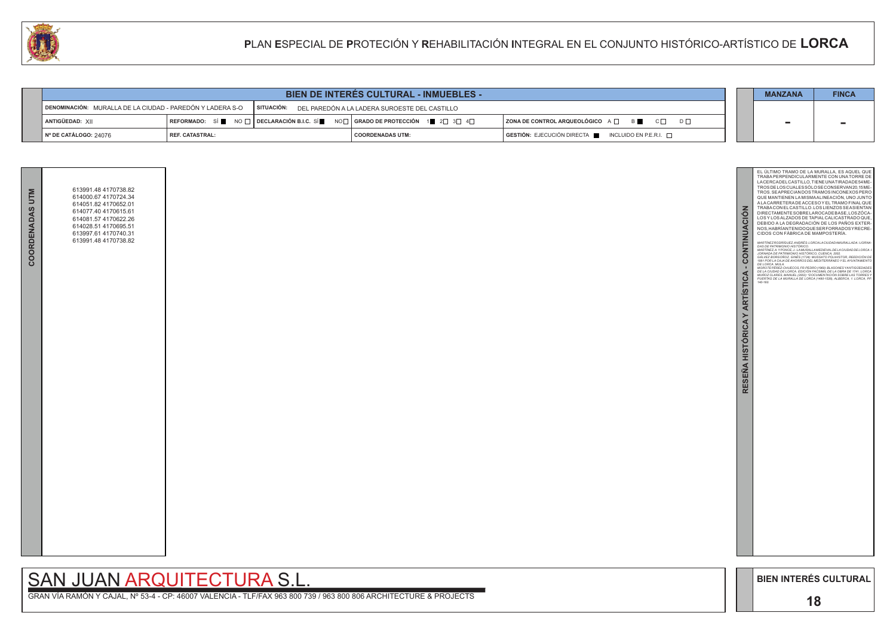# PLAN ESPECIAL DE PROTECIÓN Y REHABILITACIÓN INTEGRAL EN EL CONJUNTO HISTÓRICO-ARTÍSTICO DE LORCA

## BIEN DE INTERÉS CULTURAL - INMUEBLES -

| | | | |
|---|---|---|---|
| DENOMINACIÓN: MURALLA DE LA CIUDAD - PAREDÓN Y LADERA S-O | SITUACIÓN: DEL PAREDÓN A LA LADERA SUROESTE DEL CASTILLO | | |
| ANTIGÜEDAD: XII | REFORMADO: SÍ ■ NO ☐ | DECLARACIÓN B.I.C. SÍ ■ NO ☐ | GRADO DE PROTECCIÓN 1 ■ 2 ☐ 3 ☐ 4 ☐ | ZONA DE CONTROL ARQUEOLÓGICO A ☐ B ■ C ☐ D ☐ |
| Nº DE CATÁLOGO: 24076 | REF. CATASTRAL: | COORDENADAS UTM: | GESTIÓN: EJECUCIÓN DIRECTA ■ INCLUIDO EN P.E.R.I. ☐ |

| MANZANA | FINCA |
|---|---|
| - | - |

### COORDENADAS UTM

613991.48 4170738.82
614000.67 4170724.34
614051.82 4170652.01
614077.40 4170615.61
614081.57 4170622.26
614028.51 4170695.51
613997.61 4170740.31
613991.48 4170738.82

### RESEÑA HISTÓRICA Y ARTÍSTICA - CONTINUACIÓN

EL ÚLTIMO TRAMO DE LA MURALLA, ES AQUEL QUE TRABA PERPENDICULARMENTE CON UNA TORRE DE LA CERCA DEL CASTILLO, TIENE UNA TIRADA DE 54 METROS DE LOS CUALES SÓLO SE CONSERVAN 20,15 METROS. SE APRECIAN DOS TRAMOS INCONEXOS PERO QUE MANTIENEN LA MISMA ALINEACIÓN, UNO JUNTO A LA CARRETERA DE ACCESO Y EL TRAMO FINAL QUE TRABA CON EL CASTILLO. LOS LIENZOS SE ASIENTAN DIRECTAMENTE SOBRE LA ROCA DE BASE, LOS ZÓCALOS Y LOS ALZADOS DE TAPIAL CALICASTRADO QUE, DEBIDO A LA DEGRADACIÓN DE LOS PAÑOS EXTERNOS, HABRÍAN TENIDO QUE SER FORRADOS Y RECRECIDOS CON FÁBRICA DE MAMPOSTERÍA.

*MARTÍNEZ RODRÍGUEZ, ANDRÉS: LORCA LA CIUDAD AMURALLADA. I JORNADAS DE PATRIMONIO HISTÓRICO.*
*MARTÍNEZ, A. Y PONCE, J.: LA MURALLA MEDIEVAL DE LA CIUDAD DE LORCA. I JORNADA DE PATRIMONIO HISTÓRICO, CUENCA, 2000.*
*GÁLVEZ BORGOÑOZ, GINÉS (1724): MUSSATO POLIHISTOR, REEDICIÓN DE 1997 POR LA CAJA DE AHORROS DEL MEDITERRÁNEO Y EL AYUNTAMIENTO DE LORCA. MULA.*
*MORO TE PÉREZ-CHUECOS, FR.PEDRO (1980): BLASONES Y ANTIGÜEDADES DE LA CIUDAD DE LORCA. EDICIÓN FACSIMIL DE LA OBRA DE 1741. LORCA.*
*MUÑOZ CLARES, MANUEL (2002): "DOCUMENTACIÓN SOBRE LAS TORRES Y PUERTAS DE LA MURALLA DE LORCA (1480-1526), ALBERCA, 1, LORCA, PP. 145-165.*

SAN JUAN ARQUITECTURA S.L.

GRAN VÍA RAMÓN Y CAJAL, Nº 53-4 - CP: 46007 VALENCIA - TLF/FAX 963 800 739 / 963 800 806 ARCHITECTURE & PROJECTS

BIEN INTERÉS CULTURAL